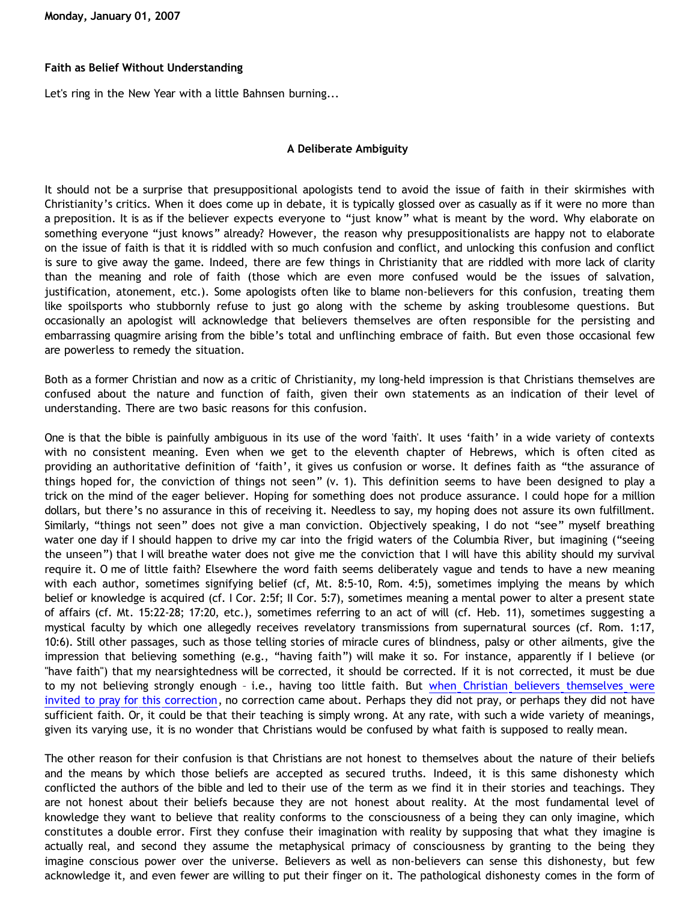**Monday, January 01, 2007**

**Faith as Belief Without Understanding**

Let's ring in the New Year with a little Bahnsen burning...

**A Deliberate Ambiguity**

It should not be a surprise that presuppositional apologists tend to avoid the issue of faith in their skirmishes with Christianity's critics. When it does come up in debate, it is typically glossed over as casually as if it were no more than a preposition. It is as if the believer expects everyone to "just know" what is meant by the word. Why elaborate on something everyone "just knows" already? However, the reason why presuppositionalists are happy not to elaborate on the issue of faith is that it is riddled with so much confusion and conflict, and unlocking this confusion and conflict is sure to give away the game. Indeed, there are few things in Christianity that are riddled with more lack of clarity than the meaning and role of faith (those which are even more confused would be the issues of salvation, justification, atonement, etc.). Some apologists often like to blame non-believers for this confusion, treating them like spoilsports who stubbornly refuse to just go along with the scheme by asking troublesome questions. But occasionally an apologist will acknowledge that believers themselves are often responsible for the persisting and embarrassing quagmire arising from the bible's total and unflinching embrace of faith. But even those occasional few are powerless to remedy the situation.

Both as a former Christian and now as a critic of Christianity, my long-held impression is that Christians themselves are confused about the nature and function of faith, given their own statements as an indication of their level of understanding. There are two basic reasons for this confusion.

One is that the bible is painfully ambiguous in its use of the word 'faith'. It uses 'faith' in a wide variety of contexts with no consistent meaning. Even when we get to the eleventh chapter of Hebrews, which is often cited as providing an authoritative definition of 'faith', it gives us confusion or worse. It defines faith as "the assurance of things hoped for, the conviction of things not seen" (v. 1). This definition seems to have been designed to play a trick on the mind of the eager believer. Hoping for something does not produce assurance. I could hope for a million dollars, but there's no assurance in this of receiving it. Needless to say, my hoping does not assure its own fulfillment. Similarly, "things not seen" does not give a man conviction. Objectively speaking, I do not "see" myself breathing water one day if I should happen to drive my car into the frigid waters of the Columbia River, but imagining ("seeing the unseen") that I will breathe water does not give me the conviction that I will have this ability should my survival require it. O me of little faith? Elsewhere the word faith seems deliberately vague and tends to have a new meaning with each author, sometimes signifying belief (cf, Mt. 8:5-10, Rom. 4:5), sometimes implying the means by which belief or knowledge is acquired (cf. I Cor. 2:5f; II Cor. 5:7), sometimes meaning a mental power to alter a present state of affairs (cf. Mt. 15:22-28; 17:20, etc.), sometimes referring to an act of will (cf. Heb. 11), sometimes suggesting a mystical faculty by which one allegedly receives revelatory transmissions from supernatural sources (cf. Rom. 1:17, 10:6). Still other passages, such as those telling stories of miracle cures of blindness, palsy or other ailments, give the impression that believing something (e.g., "having faith") will make it so. For instance, apparently if I believe (or "have faith") that my nearsightedness will be corrected, it should be corrected. If it is not corrected, it must be due to my not believing strongly enough – i.e., having too little faith. But [when Christian believers themselves were invited to pray for this correction], no correction came about. Perhaps they did not pray, or perhaps they did not have sufficient faith. Or, it could be that their teaching is simply wrong. At any rate, with such a wide variety of meanings, given its varying use, it is no wonder that Christians would be confused by what faith is supposed to really mean.

The other reason for their confusion is that Christians are not honest to themselves about the nature of their beliefs and the means by which those beliefs are accepted as secured truths. Indeed, it is this same dishonesty which conflicted the authors of the bible and led to their use of the term as we find it in their stories and teachings. They are not honest about their beliefs because they are not honest about reality. At the most fundamental level of knowledge they want to believe that reality conforms to the consciousness of a being they can only imagine, which constitutes a double error. First they confuse their imagination with reality by supposing that what they imagine is actually real, and second they assume the metaphysical primacy of consciousness by granting to the being they imagine conscious power over the universe. Believers as well as non-believers can sense this dishonesty, but few acknowledge it, and even fewer are willing to put their finger on it. The pathological dishonesty comes in the form of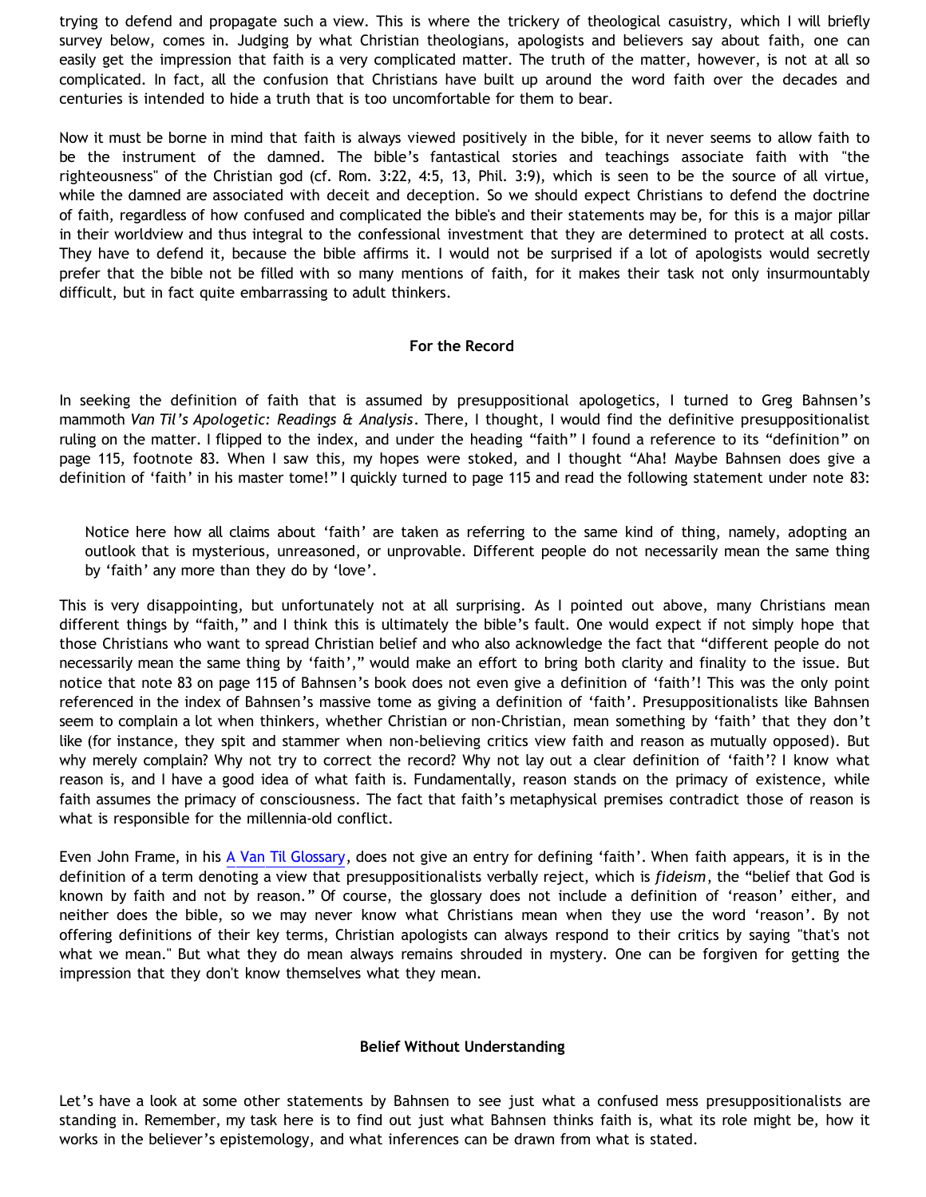trying to defend and propagate such a view. This is where the trickery of theological casuistry, which I will briefly survey below, comes in. Judging by what Christian theologians, apologists and believers say about faith, one can easily get the impression that faith is a very complicated matter. The truth of the matter, however, is not at all so complicated. In fact, all the confusion that Christians have built up around the word faith over the decades and centuries is intended to hide a truth that is too uncomfortable for them to bear.

Now it must be borne in mind that faith is always viewed positively in the bible, for it never seems to allow faith to be the instrument of the damned. The bible's fantastical stories and teachings associate faith with "the righteousness" of the Christian god (cf. Rom. 3:22, 4:5, 13, Phil. 3:9), which is seen to be the source of all virtue, while the damned are associated with deceit and deception. So we should expect Christians to defend the doctrine of faith, regardless of how confused and complicated the bible's and their statements may be, for this is a major pillar in their worldview and thus integral to the confessional investment that they are determined to protect at all costs. They have to defend it, because the bible affirms it. I would not be surprised if a lot of apologists would secretly prefer that the bible not be filled with so many mentions of faith, for it makes their task not only insurmountably difficult, but in fact quite embarrassing to adult thinkers.

### For the Record

In seeking the definition of faith that is assumed by presuppositional apologetics, I turned to Greg Bahnsen's mammoth *Van Til's Apologetic: Readings & Analysis*. There, I thought, I would find the definitive presuppositionalist ruling on the matter. I flipped to the index, and under the heading "faith" I found a reference to its "definition" on page 115, footnote 83. When I saw this, my hopes were stoked, and I thought "Aha! Maybe Bahnsen does give a definition of 'faith' in his master tome!" I quickly turned to page 115 and read the following statement under note 83:

> Notice here how all claims about 'faith' are taken as referring to the same kind of thing, namely, adopting an outlook that is mysterious, unreasoned, or unprovable. Different people do not necessarily mean the same thing by 'faith' any more than they do by 'love'.

This is very disappointing, but unfortunately not at all surprising. As I pointed out above, many Christians mean different things by "faith," and I think this is ultimately the bible's fault. One would expect if not simply hope that those Christians who want to spread Christian belief and who also acknowledge the fact that "different people do not necessarily mean the same thing by 'faith'," would make an effort to bring both clarity and finality to the issue. But notice that note 83 on page 115 of Bahnsen's book does not even give a definition of 'faith'! This was the only point referenced in the index of Bahnsen's massive tome as giving a definition of 'faith'. Presuppositionalists like Bahnsen seem to complain a lot when thinkers, whether Christian or non-Christian, mean something by 'faith' that they don't like (for instance, they spit and stammer when non-believing critics view faith and reason as mutually opposed). But why merely complain? Why not try to correct the record? Why not lay out a clear definition of 'faith'? I know what reason is, and I have a good idea of what faith is. Fundamentally, reason stands on the primacy of existence, while faith assumes the primacy of consciousness. The fact that faith's metaphysical premises contradict those of reason is what is responsible for the millennia-old conflict.

Even John Frame, in his A Van Til Glossary, does not give an entry for defining 'faith'. When faith appears, it is in the definition of a term denoting a view that presuppositionalists verbally reject, which is *fideism*, the "belief that God is known by faith and not by reason." Of course, the glossary does not include a definition of 'reason' either, and neither does the bible, so we may never know what Christians mean when they use the word 'reason'. By not offering definitions of their key terms, Christian apologists can always respond to their critics by saying "that's not what we mean." But what they do mean always remains shrouded in mystery. One can be forgiven for getting the impression that they don't know themselves what they mean.

### Belief Without Understanding

Let's have a look at some other statements by Bahnsen to see just what a confused mess presuppositionalists are standing in. Remember, my task here is to find out just what Bahnsen thinks faith is, what its role might be, how it works in the believer's epistemology, and what inferences can be drawn from what is stated.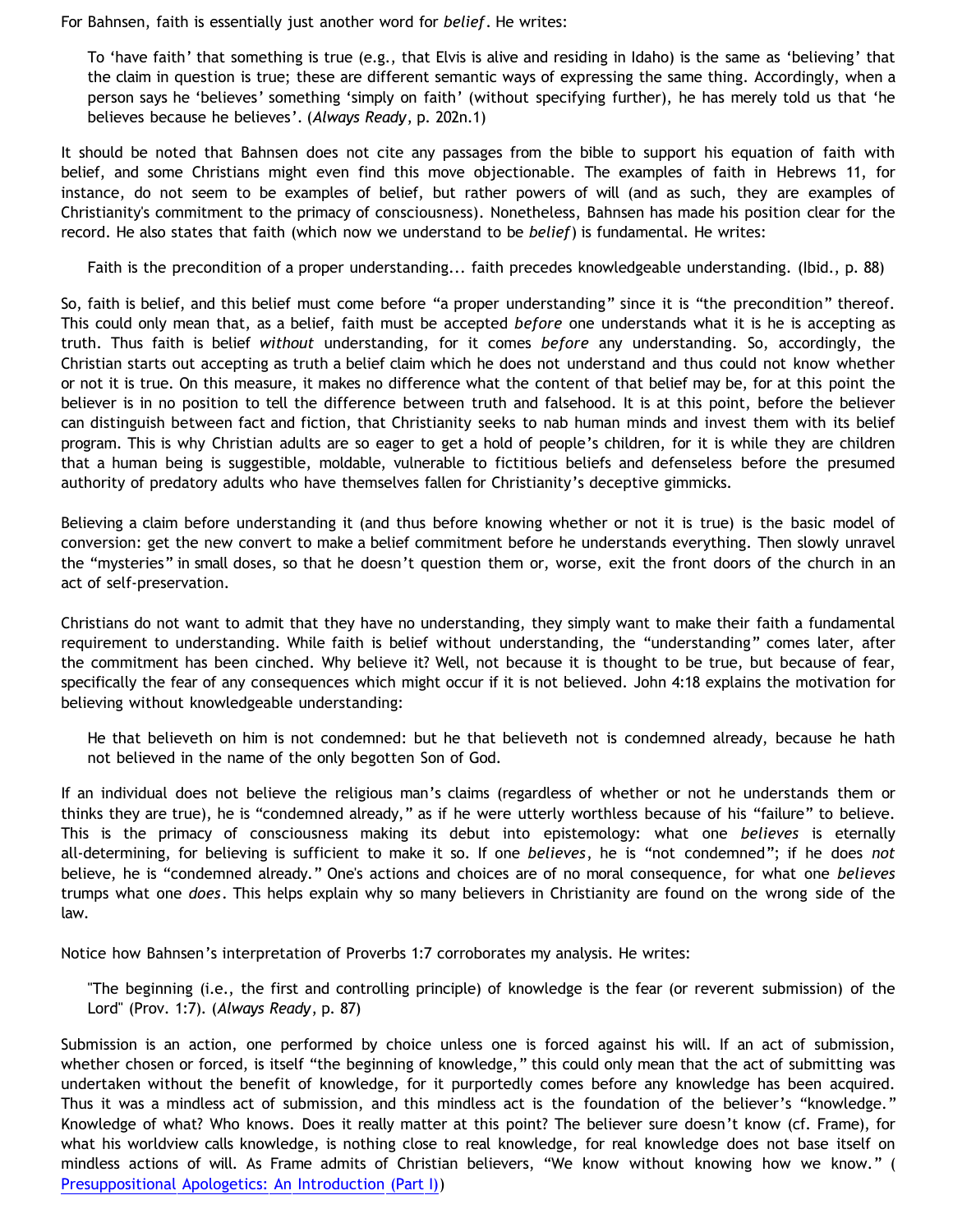For Bahnsen, faith is essentially just another word for *belief*. He writes:

> To 'have faith' that something is true (e.g., that Elvis is alive and residing in Idaho) is the same as 'believing' that the claim in question is true; these are different semantic ways of expressing the same thing. Accordingly, when a person says he 'believes' something 'simply on faith' (without specifying further), he has merely told us that 'he believes because he believes'. (*Always Ready*, p. 202n.1)

It should be noted that Bahnsen does not cite any passages from the bible to support his equation of faith with belief, and some Christians might even find this move objectionable. The examples of faith in Hebrews 11, for instance, do not seem to be examples of belief, but rather powers of will (and as such, they are examples of Christianity's commitment to the primacy of consciousness). Nonetheless, Bahnsen has made his position clear for the record. He also states that faith (which now we understand to be *belief*) is fundamental. He writes:

> Faith is the precondition of a proper understanding... faith precedes knowledgeable understanding. (Ibid., p. 88)

So, faith is belief, and this belief must come before "a proper understanding" since it is "the precondition" thereof. This could only mean that, as a belief, faith must be accepted *before* one understands what it is he is accepting as truth. Thus faith is belief *without* understanding, for it comes *before* any understanding. So, accordingly, the Christian starts out accepting as truth a belief claim which he does not understand and thus could not know whether or not it is true. On this measure, it makes no difference what the content of that belief may be, for at this point the believer is in no position to tell the difference between truth and falsehood. It is at this point, before the believer can distinguish between fact and fiction, that Christianity seeks to nab human minds and invest them with its belief program. This is why Christian adults are so eager to get a hold of people's children, for it is while they are children that a human being is suggestible, moldable, vulnerable to fictitious beliefs and defenseless before the presumed authority of predatory adults who have themselves fallen for Christianity's deceptive gimmicks.

Believing a claim before understanding it (and thus before knowing whether or not it is true) is the basic model of conversion: get the new convert to make a belief commitment before he understands everything. Then slowly unravel the "mysteries" in small doses, so that he doesn't question them or, worse, exit the front doors of the church in an act of self-preservation.

Christians do not want to admit that they have no understanding, they simply want to make their faith a fundamental requirement to understanding. While faith is belief without understanding, the "understanding" comes later, after the commitment has been cinched. Why believe it? Well, not because it is thought to be true, but because of fear, specifically the fear of any consequences which might occur if it is not believed. John 4:18 explains the motivation for believing without knowledgeable understanding:

> He that believeth on him is not condemned: but he that believeth not is condemned already, because he hath not believed in the name of the only begotten Son of God.

If an individual does not believe the religious man's claims (regardless of whether or not he understands them or thinks they are true), he is "condemned already," as if he were utterly worthless because of his "failure" to believe. This is the primacy of consciousness making its debut into epistemology: what one *believes* is eternally all-determining, for believing is sufficient to make it so. If one *believes*, he is "not condemned"; if he does *not* believe, he is "condemned already." One's actions and choices are of no moral consequence, for what one *believes* trumps what one *does*. This helps explain why so many believers in Christianity are found on the wrong side of the law.

Notice how Bahnsen's interpretation of Proverbs 1:7 corroborates my analysis. He writes:

> "The beginning (i.e., the first and controlling principle) of knowledge is the fear (or reverent submission) of the Lord" (Prov. 1:7). (*Always Ready*, p. 87)

Submission is an action, one performed by choice unless one is forced against his will. If an act of submission, whether chosen or forced, is itself "the beginning of knowledge," this could only mean that the act of submitting was undertaken without the benefit of knowledge, for it purportedly comes before any knowledge has been acquired. Thus it was a mindless act of submission, and this mindless act is the foundation of the believer's "knowledge." Knowledge of what? Who knows. Does it really matter at this point? The believer sure doesn't know (cf. Frame), for what his worldview calls knowledge, is nothing close to real knowledge, for real knowledge does not base itself on mindless actions of will. As Frame admits of Christian believers, "We know without knowing how we know." ( Presuppositional Apologetics: An Introduction (Part I))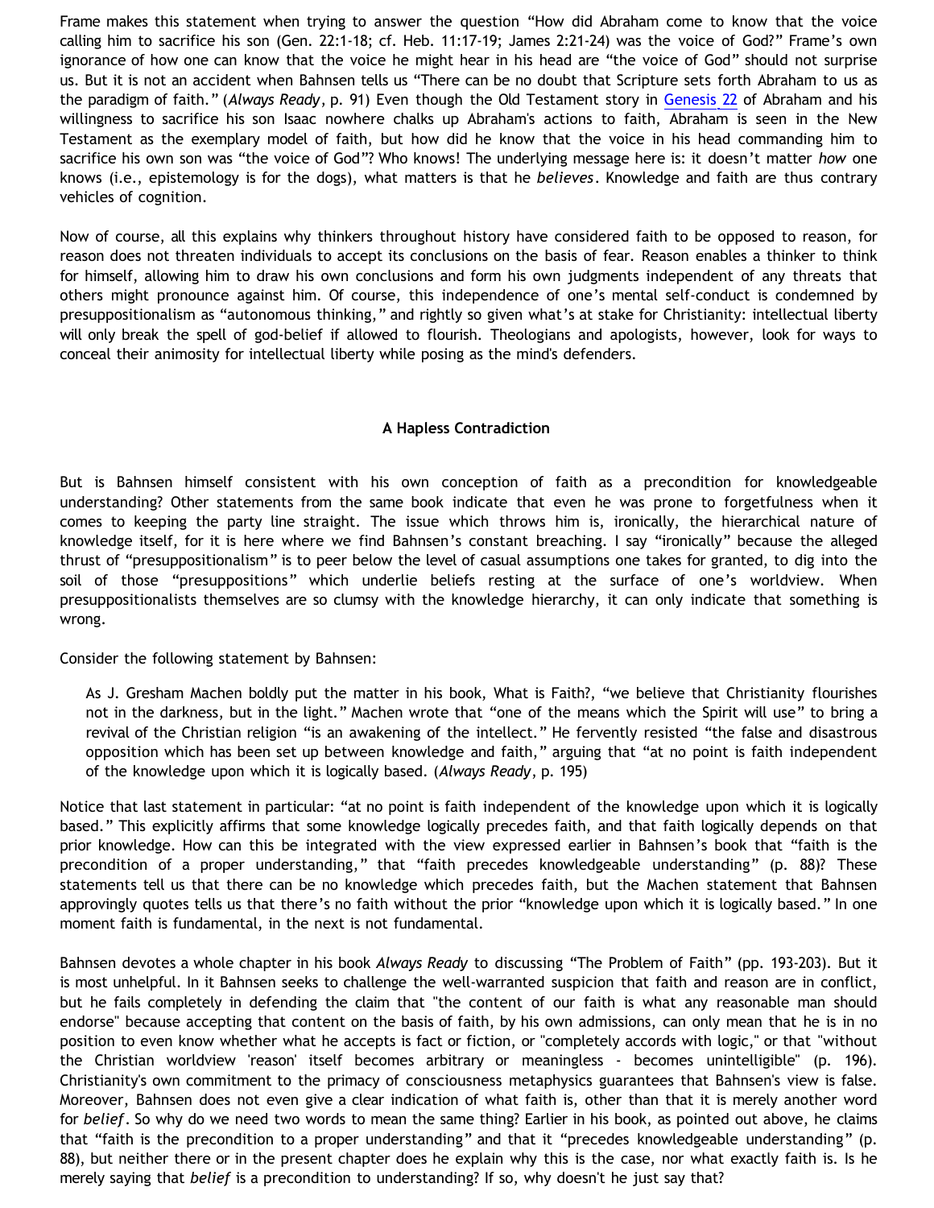Frame makes this statement when trying to answer the question "How did Abraham come to know that the voice calling him to sacrifice his son (Gen. 22:1-18; cf. Heb. 11:17-19; James 2:21-24) was the voice of God?" Frame's own ignorance of how one can know that the voice he might hear in his head are "the voice of God" should not surprise us. But it is not an accident when Bahnsen tells us "There can be no doubt that Scripture sets forth Abraham to us as the paradigm of faith." (*Always Ready*, p. 91) Even though the Old Testament story in Genesis 22 of Abraham and his willingness to sacrifice his son Isaac nowhere chalks up Abraham's actions to faith, Abraham is seen in the New Testament as the exemplary model of faith, but how did he know that the voice in his head commanding him to sacrifice his own son was "the voice of God"? Who knows! The underlying message here is: it doesn't matter *how* one knows (i.e., epistemology is for the dogs), what matters is that he *believes*. Knowledge and faith are thus contrary vehicles of cognition.

Now of course, all this explains why thinkers throughout history have considered faith to be opposed to reason, for reason does not threaten individuals to accept its conclusions on the basis of fear. Reason enables a thinker to think for himself, allowing him to draw his own conclusions and form his own judgments independent of any threats that others might pronounce against him. Of course, this independence of one's mental self-conduct is condemned by presuppositionalism as "autonomous thinking," and rightly so given what's at stake for Christianity: intellectual liberty will only break the spell of god-belief if allowed to flourish. Theologians and apologists, however, look for ways to conceal their animosity for intellectual liberty while posing as the mind's defenders.

**A Hapless Contradiction**

But is Bahnsen himself consistent with his own conception of faith as a precondition for knowledgeable understanding? Other statements from the same book indicate that even he was prone to forgetfulness when it comes to keeping the party line straight. The issue which throws him is, ironically, the hierarchical nature of knowledge itself, for it is here where we find Bahnsen's constant breaching. I say "ironically" because the alleged thrust of "presuppositionalism" is to peer below the level of casual assumptions one takes for granted, to dig into the soil of those "presuppositions" which underlie beliefs resting at the surface of one's worldview. When presuppositionalists themselves are so clumsy with the knowledge hierarchy, it can only indicate that something is wrong.

Consider the following statement by Bahnsen:

> As J. Gresham Machen boldly put the matter in his book, What is Faith?, "we believe that Christianity flourishes not in the darkness, but in the light." Machen wrote that "one of the means which the Spirit will use" to bring a revival of the Christian religion "is an awakening of the intellect." He fervently resisted "the false and disastrous opposition which has been set up between knowledge and faith," arguing that "at no point is faith independent of the knowledge upon which it is logically based. (*Always Ready*, p. 195)

Notice that last statement in particular: "at no point is faith independent of the knowledge upon which it is logically based." This explicitly affirms that some knowledge logically precedes faith, and that faith logically depends on that prior knowledge. How can this be integrated with the view expressed earlier in Bahnsen's book that "faith is the precondition of a proper understanding," that "faith precedes knowledgeable understanding" (p. 88)? These statements tell us that there can be no knowledge which precedes faith, but the Machen statement that Bahnsen approvingly quotes tells us that there's no faith without the prior "knowledge upon which it is logically based." In one moment faith is fundamental, in the next is not fundamental.

Bahnsen devotes a whole chapter in his book *Always Ready* to discussing "The Problem of Faith" (pp. 193-203). But it is most unhelpful. In it Bahnsen seeks to challenge the well-warranted suspicion that faith and reason are in conflict, but he fails completely in defending the claim that "the content of our faith is what any reasonable man should endorse" because accepting that content on the basis of faith, by his own admissions, can only mean that he is in no position to even know whether what he accepts is fact or fiction, or "completely accords with logic," or that "without the Christian worldview 'reason' itself becomes arbitrary or meaningless - becomes unintelligible" (p. 196). Christianity's own commitment to the primacy of consciousness metaphysics guarantees that Bahnsen's view is false. Moreover, Bahnsen does not even give a clear indication of what faith is, other than that it is merely another word for *belief*. So why do we need two words to mean the same thing? Earlier in his book, as pointed out above, he claims that "faith is the precondition to a proper understanding" and that it "precedes knowledgeable understanding" (p. 88), but neither there or in the present chapter does he explain why this is the case, nor what exactly faith is. Is he merely saying that *belief* is a precondition to understanding? If so, why doesn't he just say that?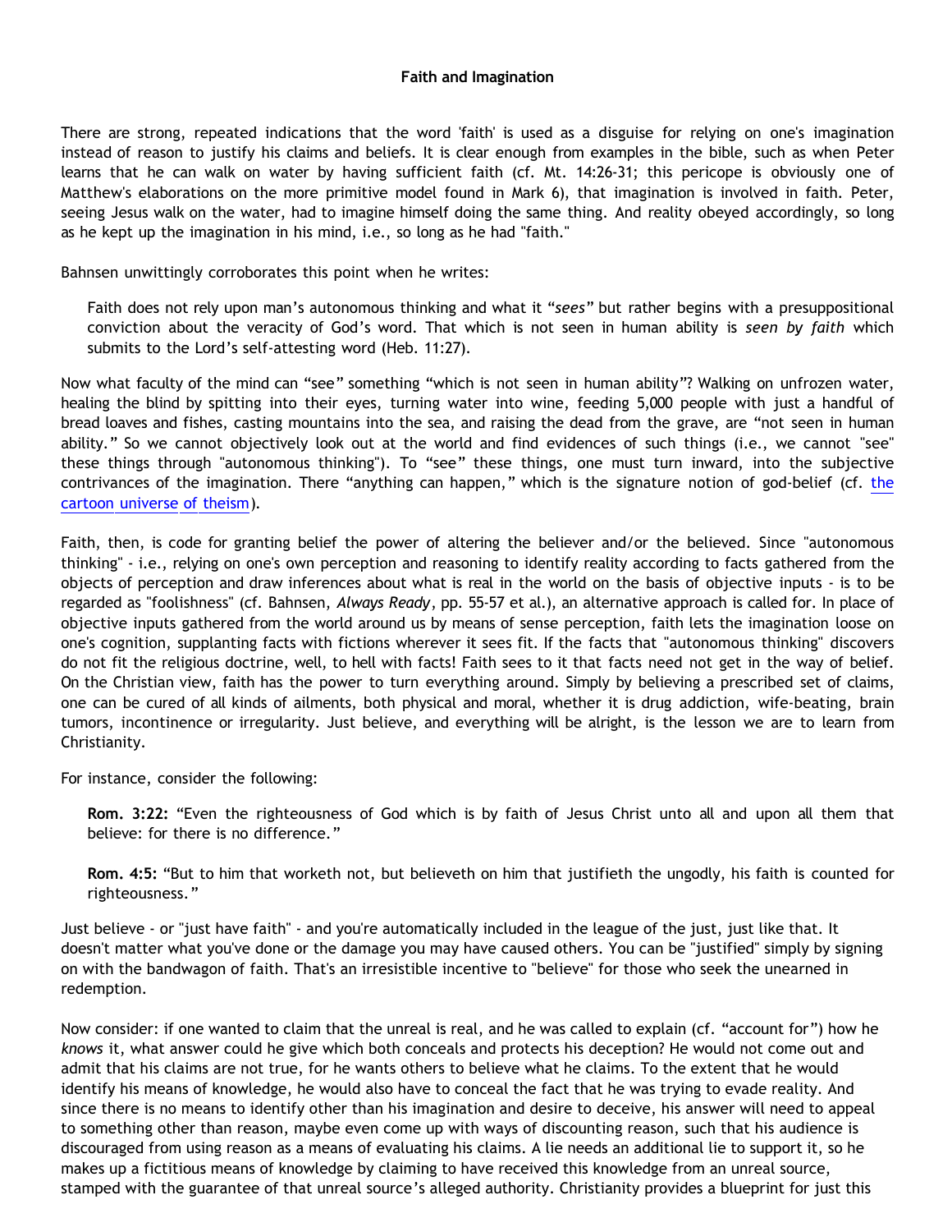# Faith and Imagination

There are strong, repeated indications that the word 'faith' is used as a disguise for relying on one's imagination instead of reason to justify his claims and beliefs. It is clear enough from examples in the bible, such as when Peter learns that he can walk on water by having sufficient faith (cf. Mt. 14:26-31; this pericope is obviously one of Matthew's elaborations on the more primitive model found in Mark 6), that imagination is involved in faith. Peter, seeing Jesus walk on the water, had to imagine himself doing the same thing. And reality obeyed accordingly, so long as he kept up the imagination in his mind, i.e., so long as he had "faith."

Bahnsen unwittingly corroborates this point when he writes:

> Faith does not rely upon man's autonomous thinking and what it "*sees*" but rather begins with a presuppositional conviction about the veracity of God's word. That which is not seen in human ability is *seen by faith* which submits to the Lord's self-attesting word (Heb. 11:27).

Now what faculty of the mind can "see" something "which is not seen in human ability"? Walking on unfrozen water, healing the blind by spitting into their eyes, turning water into wine, feeding 5,000 people with just a handful of bread loaves and fishes, casting mountains into the sea, and raising the dead from the grave, are "not seen in human ability." So we cannot objectively look out at the world and find evidences of such things (i.e., we cannot "see" these things through "autonomous thinking"). To "see" these things, one must turn inward, into the subjective contrivances of the imagination. There "anything can happen," which is the signature notion of god-belief (cf. the cartoon universe of theism).

Faith, then, is code for granting belief the power of altering the believer and/or the believed. Since "autonomous thinking" - i.e., relying on one's own perception and reasoning to identify reality according to facts gathered from the objects of perception and draw inferences about what is real in the world on the basis of objective inputs - is to be regarded as "foolishness" (cf. Bahnsen, *Always Ready*, pp. 55-57 et al.), an alternative approach is called for. In place of objective inputs gathered from the world around us by means of sense perception, faith lets the imagination loose on one's cognition, supplanting facts with fictions wherever it sees fit. If the facts that "autonomous thinking" discovers do not fit the religious doctrine, well, to hell with facts! Faith sees to it that facts need not get in the way of belief. On the Christian view, faith has the power to turn everything around. Simply by believing a prescribed set of claims, one can be cured of all kinds of ailments, both physical and moral, whether it is drug addiction, wife-beating, brain tumors, incontinence or irregularity. Just believe, and everything will be alright, is the lesson we are to learn from Christianity.

For instance, consider the following:

> **Rom. 3:22:** "Even the righteousness of God which is by faith of Jesus Christ unto all and upon all them that believe: for there is no difference."
>
> **Rom. 4:5:** "But to him that worketh not, but believeth on him that justifieth the ungodly, his faith is counted for righteousness."

Just believe - or "just have faith" - and you're automatically included in the league of the just, just like that. It doesn't matter what you've done or the damage you may have caused others. You can be "justified" simply by signing on with the bandwagon of faith. That's an irresistible incentive to "believe" for those who seek the unearned in redemption.

Now consider: if one wanted to claim that the unreal is real, and he was called to explain (cf. "account for") how he *knows* it, what answer could he give which both conceals and protects his deception? He would not come out and admit that his claims are not true, for he wants others to believe what he claims. To the extent that he would identify his means of knowledge, he would also have to conceal the fact that he was trying to evade reality. And since there is no means to identify other than his imagination and desire to deceive, his answer will need to appeal to something other than reason, maybe even come up with ways of discounting reason, such that his audience is discouraged from using reason as a means of evaluating his claims. A lie needs an additional lie to support it, so he makes up a fictitious means of knowledge by claiming to have received this knowledge from an unreal source, stamped with the guarantee of that unreal source's alleged authority. Christianity provides a blueprint for just this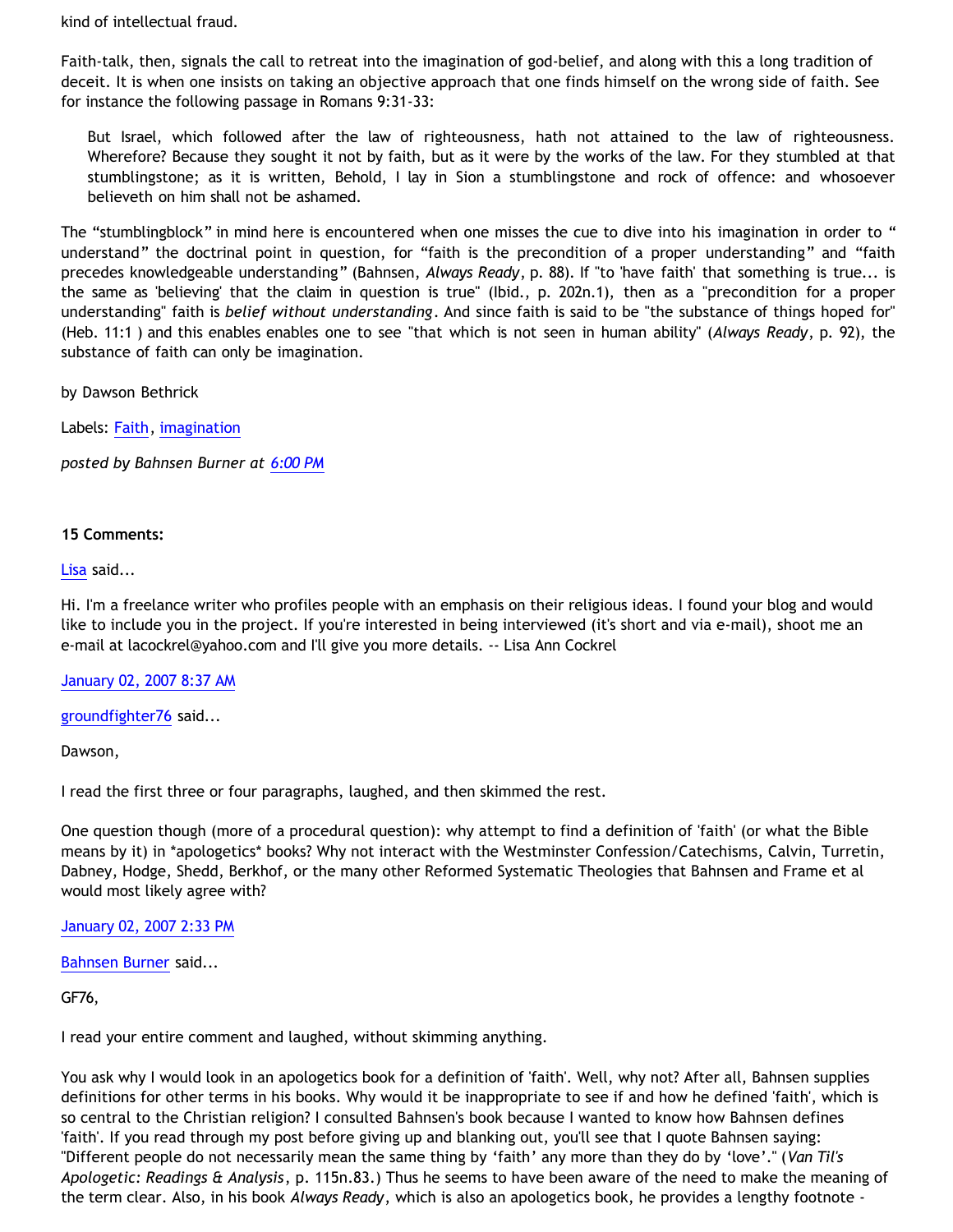kind of intellectual fraud.

Faith-talk, then, signals the call to retreat into the imagination of god-belief, and along with this a long tradition of deceit. It is when one insists on taking an objective approach that one finds himself on the wrong side of faith. See for instance the following passage in Romans 9:31-33:

> But Israel, which followed after the law of righteousness, hath not attained to the law of righteousness. Wherefore? Because they sought it not by faith, but as it were by the works of the law. For they stumbled at that stumblingstone; as it is written, Behold, I lay in Sion a stumblingstone and rock of offence: and whosoever believeth on him shall not be ashamed.

The "stumblingblock" in mind here is encountered when one misses the cue to dive into his imagination in order to "understand" the doctrinal point in question, for "faith is the precondition of a proper understanding" and "faith precedes knowledgeable understanding" (Bahnsen, *Always Ready*, p. 88). If "to 'have faith' that something is true... is the same as 'believing' that the claim in question is true" (Ibid., p. 202n.1), then as a "precondition for a proper understanding" faith is *belief without understanding*. And since faith is said to be "the substance of things hoped for" (Heb. 11:1 ) and this enables enables one to see "that which is not seen in human ability" (*Always Ready*, p. 92), the substance of faith can only be imagination.

by Dawson Bethrick

Labels: Faith, imagination

*posted by Bahnsen Burner at 6:00 PM*

**15 Comments:**

Lisa said...

Hi. I'm a freelance writer who profiles people with an emphasis on their religious ideas. I found your blog and would like to include you in the project. If you're interested in being interviewed (it's short and via e-mail), shoot me an e-mail at lacockrel@yahoo.com and I'll give you more details. -- Lisa Ann Cockrel

January 02, 2007 8:37 AM

groundfighter76 said...

Dawson,

I read the first three or four paragraphs, laughed, and then skimmed the rest.

One question though (more of a procedural question): why attempt to find a definition of 'faith' (or what the Bible means by it) in *apologetics* books? Why not interact with the Westminster Confession/Catechisms, Calvin, Turretin, Dabney, Hodge, Shedd, Berkhof, or the many other Reformed Systematic Theologies that Bahnsen and Frame et al would most likely agree with?

January 02, 2007 2:33 PM

Bahnsen Burner said...

GF76,

I read your entire comment and laughed, without skimming anything.

You ask why I would look in an apologetics book for a definition of 'faith'. Well, why not? After all, Bahnsen supplies definitions for other terms in his books. Why would it be inappropriate to see if and how he defined 'faith', which is so central to the Christian religion? I consulted Bahnsen's book because I wanted to know how Bahnsen defines 'faith'. If you read through my post before giving up and blanking out, you'll see that I quote Bahnsen saying: "Different people do not necessarily mean the same thing by 'faith' any more than they do by 'love'." (*Van Til's Apologetic: Readings & Analysis*, p. 115n.83.) Thus he seems to have been aware of the need to make the meaning of the term clear. Also, in his book *Always Ready*, which is also an apologetics book, he provides a lengthy footnote -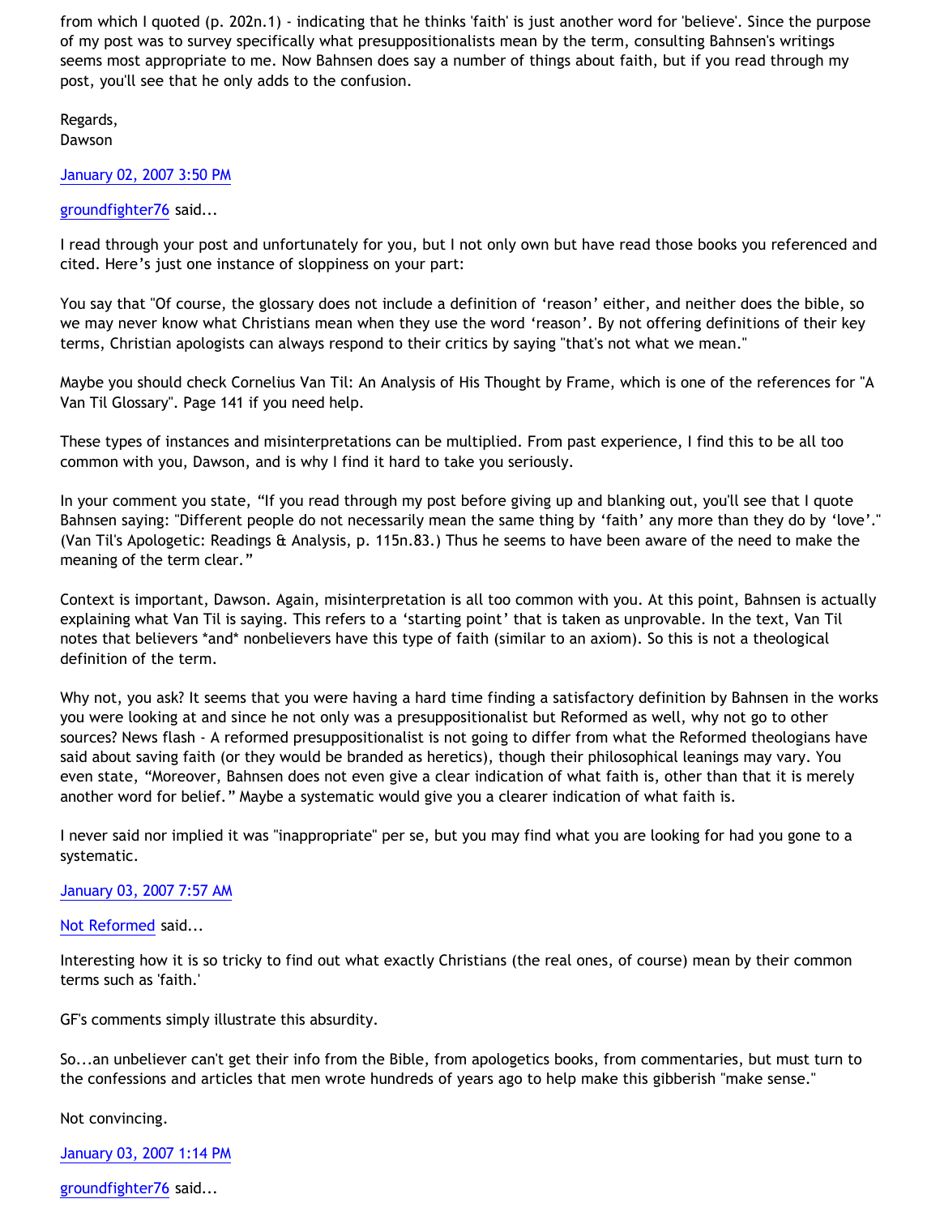from which I quoted (p. 202n.1) - indicating that he thinks 'faith' is just another word for 'believe'. Since the purpose of my post was to survey specifically what presuppositionalists mean by the term, consulting Bahnsen's writings seems most appropriate to me. Now Bahnsen does say a number of things about faith, but if you read through my post, you'll see that he only adds to the confusion.

Regards,
Dawson

January 02, 2007 3:50 PM

groundfighter76 said...

I read through your post and unfortunately for you, but I not only own but have read those books you referenced and cited. Here's just one instance of sloppiness on your part:

You say that "Of course, the glossary does not include a definition of 'reason' either, and neither does the bible, so we may never know what Christians mean when they use the word 'reason'. By not offering definitions of their key terms, Christian apologists can always respond to their critics by saying "that's not what we mean."

Maybe you should check Cornelius Van Til: An Analysis of His Thought by Frame, which is one of the references for "A Van Til Glossary". Page 141 if you need help.

These types of instances and misinterpretations can be multiplied. From past experience, I find this to be all too common with you, Dawson, and is why I find it hard to take you seriously.

In your comment you state, "If you read through my post before giving up and blanking out, you'll see that I quote Bahnsen saying: "Different people do not necessarily mean the same thing by 'faith' any more than they do by 'love'." (Van Til's Apologetic: Readings & Analysis, p. 115n.83.) Thus he seems to have been aware of the need to make the meaning of the term clear."

Context is important, Dawson. Again, misinterpretation is all too common with you. At this point, Bahnsen is actually explaining what Van Til is saying. This refers to a 'starting point' that is taken as unprovable. In the text, Van Til notes that believers *and* nonbelievers have this type of faith (similar to an axiom). So this is not a theological definition of the term.

Why not, you ask? It seems that you were having a hard time finding a satisfactory definition by Bahnsen in the works you were looking at and since he not only was a presuppositionalist but Reformed as well, why not go to other sources? News flash - A reformed presuppositionalist is not going to differ from what the Reformed theologians have said about saving faith (or they would be branded as heretics), though their philosophical leanings may vary. You even state, "Moreover, Bahnsen does not even give a clear indication of what faith is, other than that it is merely another word for belief." Maybe a systematic would give you a clearer indication of what faith is.

I never said nor implied it was "inappropriate" per se, but you may find what you are looking for had you gone to a systematic.

January 03, 2007 7:57 AM

Not Reformed said...

Interesting how it is so tricky to find out what exactly Christians (the real ones, of course) mean by their common terms such as 'faith.'

GF's comments simply illustrate this absurdity.

So...an unbeliever can't get their info from the Bible, from apologetics books, from commentaries, but must turn to the confessions and articles that men wrote hundreds of years ago to help make this gibberish "make sense."

Not convincing.

January 03, 2007 1:14 PM

groundfighter76 said...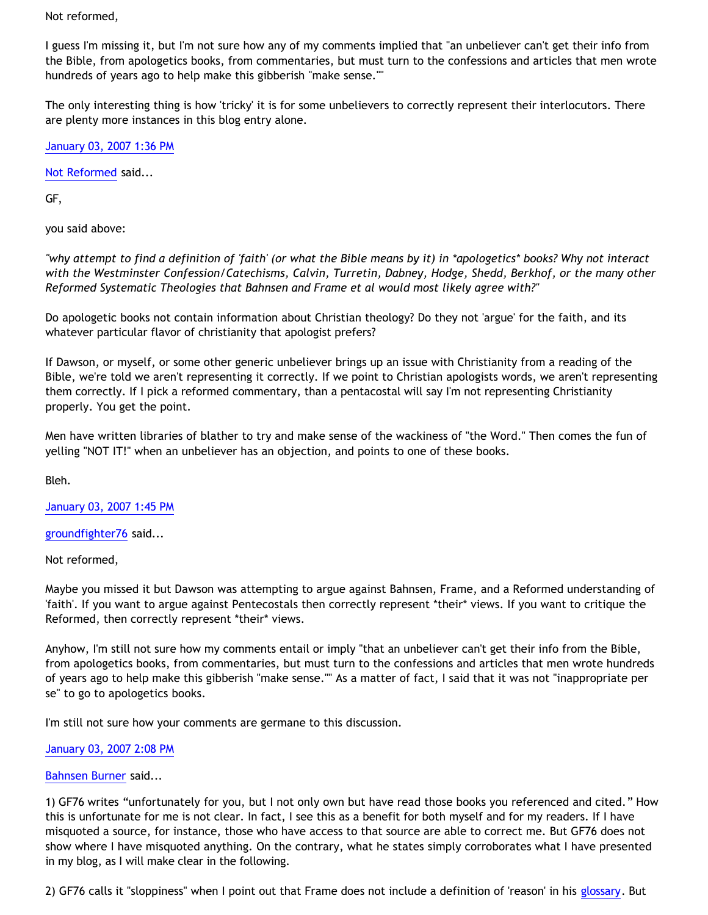Not reformed,

I guess I'm missing it, but I'm not sure how any of my comments implied that "an unbeliever can't get their info from the Bible, from apologetics books, from commentaries, but must turn to the confessions and articles that men wrote hundreds of years ago to help make this gibberish "make sense.""

The only interesting thing is how 'tricky' it is for some unbelievers to correctly represent their interlocutors. There are plenty more instances in this blog entry alone.

January 03, 2007 1:36 PM

Not Reformed said...

GF,

you said above:

*"why attempt to find a definition of 'faith' (or what the Bible means by it) in *apologetics* books? Why not interact with the Westminster Confession/Catechisms, Calvin, Turretin, Dabney, Hodge, Shedd, Berkhof, or the many other Reformed Systematic Theologies that Bahnsen and Frame et al would most likely agree with?"*

Do apologetic books not contain information about Christian theology? Do they not 'argue' for the faith, and its whatever particular flavor of christianity that apologist prefers?

If Dawson, or myself, or some other generic unbeliever brings up an issue with Christianity from a reading of the Bible, we're told we aren't representing it correctly. If we point to Christian apologists words, we aren't representing them correctly. If I pick a reformed commentary, than a pentacostal will say I'm not representing Christianity properly. You get the point.

Men have written libraries of blather to try and make sense of the wackiness of "the Word." Then comes the fun of yelling "NOT IT!" when an unbeliever has an objection, and points to one of these books.

Bleh.

January 03, 2007 1:45 PM

groundfighter76 said...

Not reformed,

Maybe you missed it but Dawson was attempting to argue against Bahnsen, Frame, and a Reformed understanding of 'faith'. If you want to argue against Pentecostals then correctly represent *their* views. If you want to critique the Reformed, then correctly represent *their* views.

Anyhow, I'm still not sure how my comments entail or imply "that an unbeliever can't get their info from the Bible, from apologetics books, from commentaries, but must turn to the confessions and articles that men wrote hundreds of years ago to help make this gibberish "make sense."" As a matter of fact, I said that it was not "inappropriate per se" to go to apologetics books.

I'm still not sure how your comments are germane to this discussion.

January 03, 2007 2:08 PM

Bahnsen Burner said...

1) GF76 writes "unfortunately for you, but I not only own but have read those books you referenced and cited." How this is unfortunate for me is not clear. In fact, I see this as a benefit for both myself and for my readers. If I have misquoted a source, for instance, those who have access to that source are able to correct me. But GF76 does not show where I have misquoted anything. On the contrary, what he states simply corroborates what I have presented in my blog, as I will make clear in the following.

2) GF76 calls it "sloppiness" when I point out that Frame does not include a definition of 'reason' in his glossary. But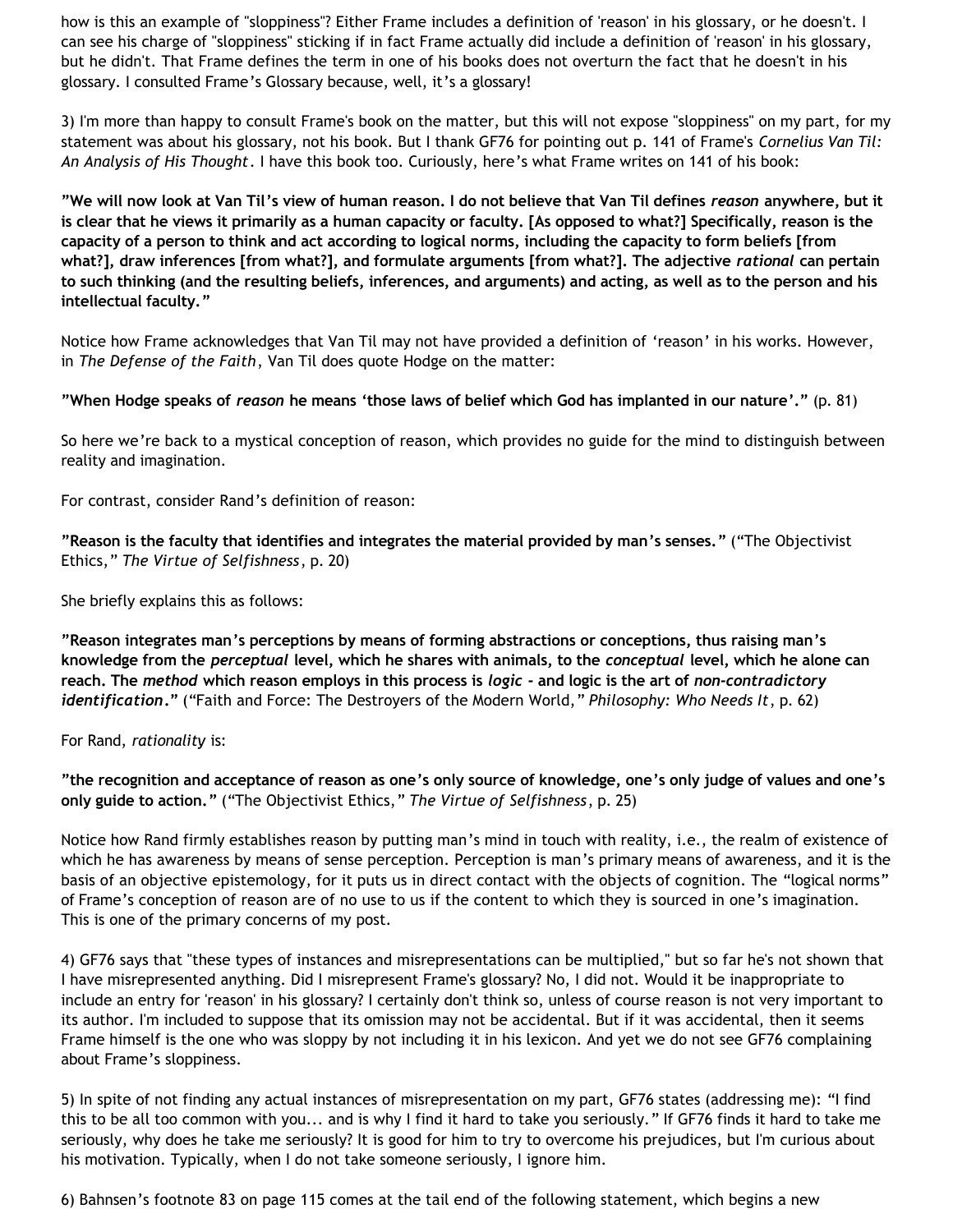how is this an example of "sloppiness"? Either Frame includes a definition of 'reason' in his glossary, or he doesn't. I can see his charge of "sloppiness" sticking if in fact Frame actually did include a definition of 'reason' in his glossary, but he didn't. That Frame defines the term in one of his books does not overturn the fact that he doesn't in his glossary. I consulted Frame's Glossary because, well, it's a glossary!

3) I'm more than happy to consult Frame's book on the matter, but this will not expose "sloppiness" on my part, for my statement was about his glossary, not his book. But I thank GF76 for pointing out p. 141 of Frame's *Cornelius Van Til: An Analysis of His Thought*. I have this book too. Curiously, here's what Frame writes on 141 of his book:

**"We will now look at Van Til's view of human reason. I do not believe that Van Til defines *reason* anywhere, but it is clear that he views it primarily as a human capacity or faculty. [As opposed to what?] Specifically, reason is the capacity of a person to think and act according to logical norms, including the capacity to form beliefs [from what?], draw inferences [from what?], and formulate arguments [from what?]. The adjective *rational* can pertain to such thinking (and the resulting beliefs, inferences, and arguments) and acting, as well as to the person and his intellectual faculty."**

Notice how Frame acknowledges that Van Til may not have provided a definition of 'reason' in his works. However, in *The Defense of the Faith*, Van Til does quote Hodge on the matter:

**"When Hodge speaks of *reason* he means 'those laws of belief which God has implanted in our nature'."** (p. 81)

So here we're back to a mystical conception of reason, which provides no guide for the mind to distinguish between reality and imagination.

For contrast, consider Rand's definition of reason:

**"Reason is the faculty that identifies and integrates the material provided by man's senses."** ("The Objectivist Ethics," *The Virtue of Selfishness*, p. 20)

She briefly explains this as follows:

**"Reason integrates man's perceptions by means of forming abstractions or conceptions, thus raising man's knowledge from the *perceptual* level, which he shares with animals, to the *conceptual* level, which he alone can reach. The *method* which reason employs in this process is *logic* - and logic is the art of *non-contradictory identification*."** ("Faith and Force: The Destroyers of the Modern World," *Philosophy: Who Needs It*, p. 62)

For Rand, *rationality* is:

**"the recognition and acceptance of reason as one's only source of knowledge, one's only judge of values and one's only guide to action."** ("The Objectivist Ethics," *The Virtue of Selfishness*, p. 25)

Notice how Rand firmly establishes reason by putting man's mind in touch with reality, i.e., the realm of existence of which he has awareness by means of sense perception. Perception is man's primary means of awareness, and it is the basis of an objective epistemology, for it puts us in direct contact with the objects of cognition. The "logical norms" of Frame's conception of reason are of no use to us if the content to which they is sourced in one's imagination. This is one of the primary concerns of my post.

4) GF76 says that "these types of instances and misrepresentations can be multiplied," but so far he's not shown that I have misrepresented anything. Did I misrepresent Frame's glossary? No, I did not. Would it be inappropriate to include an entry for 'reason' in his glossary? I certainly don't think so, unless of course reason is not very important to its author. I'm included to suppose that its omission may not be accidental. But if it was accidental, then it seems Frame himself is the one who was sloppy by not including it in his lexicon. And yet we do not see GF76 complaining about Frame's sloppiness.

5) In spite of not finding any actual instances of misrepresentation on my part, GF76 states (addressing me): "I find this to be all too common with you... and is why I find it hard to take you seriously." If GF76 finds it hard to take me seriously, why does he take me seriously? It is good for him to try to overcome his prejudices, but I'm curious about his motivation. Typically, when I do not take someone seriously, I ignore him.

6) Bahnsen's footnote 83 on page 115 comes at the tail end of the following statement, which begins a new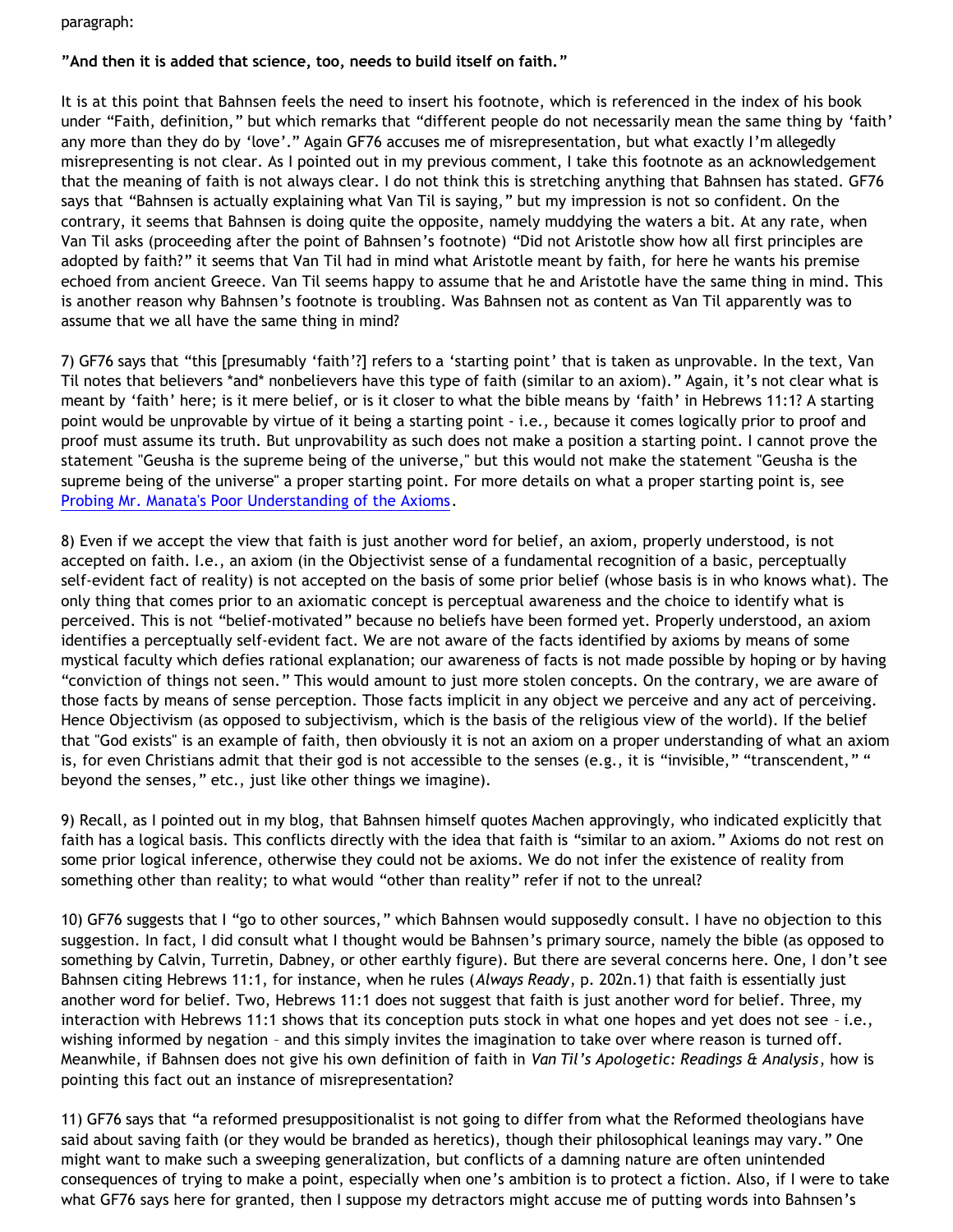paragraph:

**"And then it is added that science, too, needs to build itself on faith."**

It is at this point that Bahnsen feels the need to insert his footnote, which is referenced in the index of his book under "Faith, definition," but which remarks that "different people do not necessarily mean the same thing by 'faith' any more than they do by 'love'." Again GF76 accuses me of misrepresentation, but what exactly I'm allegedly misrepresenting is not clear. As I pointed out in my previous comment, I take this footnote as an acknowledgement that the meaning of faith is not always clear. I do not think this is stretching anything that Bahnsen has stated. GF76 says that "Bahnsen is actually explaining what Van Til is saying," but my impression is not so confident. On the contrary, it seems that Bahnsen is doing quite the opposite, namely muddying the waters a bit. At any rate, when Van Til asks (proceeding after the point of Bahnsen's footnote) "Did not Aristotle show how all first principles are adopted by faith?" it seems that Van Til had in mind what Aristotle meant by faith, for here he wants his premise echoed from ancient Greece. Van Til seems happy to assume that he and Aristotle have the same thing in mind. This is another reason why Bahnsen's footnote is troubling. Was Bahnsen not as content as Van Til apparently was to assume that we all have the same thing in mind?

7) GF76 says that "this [presumably 'faith'?] refers to a 'starting point' that is taken as unprovable. In the text, Van Til notes that believers *and* nonbelievers have this type of faith (similar to an axiom)." Again, it's not clear what is meant by 'faith' here; is it mere belief, or is it closer to what the bible means by 'faith' in Hebrews 11:1? A starting point would be unprovable by virtue of it being a starting point - i.e., because it comes logically prior to proof and proof must assume its truth. But unprovability as such does not make a position a starting point. I cannot prove the statement "Geusha is the supreme being of the universe," but this would not make the statement "Geusha is the supreme being of the universe" a proper starting point. For more details on what a proper starting point is, see [Probing Mr. Manata's Poor Understanding of the Axioms](#).

8) Even if we accept the view that faith is just another word for belief, an axiom, properly understood, is not accepted on faith. I.e., an axiom (in the Objectivist sense of a fundamental recognition of a basic, perceptually self-evident fact of reality) is not accepted on the basis of some prior belief (whose basis is in who knows what). The only thing that comes prior to an axiomatic concept is perceptual awareness and the choice to identify what is perceived. This is not "belief-motivated" because no beliefs have been formed yet. Properly understood, an axiom identifies a perceptually self-evident fact. We are not aware of the facts identified by axioms by means of some mystical faculty which defies rational explanation; our awareness of facts is not made possible by hoping or by having "conviction of things not seen." This would amount to just more stolen concepts. On the contrary, we are aware of those facts by means of sense perception. Those facts implicit in any object we perceive and any act of perceiving. Hence Objectivism (as opposed to subjectivism, which is the basis of the religious view of the world). If the belief that "God exists" is an example of faith, then obviously it is not an axiom on a proper understanding of what an axiom is, for even Christians admit that their god is not accessible to the senses (e.g., it is "invisible," "transcendent," " beyond the senses," etc., just like other things we imagine).

9) Recall, as I pointed out in my blog, that Bahnsen himself quotes Machen approvingly, who indicated explicitly that faith has a logical basis. This conflicts directly with the idea that faith is "similar to an axiom." Axioms do not rest on some prior logical inference, otherwise they could not be axioms. We do not infer the existence of reality from something other than reality; to what would "other than reality" refer if not to the unreal?

10) GF76 suggests that I "go to other sources," which Bahnsen would supposedly consult. I have no objection to this suggestion. In fact, I did consult what I thought would be Bahnsen's primary source, namely the bible (as opposed to something by Calvin, Turretin, Dabney, or other earthly figure). But there are several concerns here. One, I don't see Bahnsen citing Hebrews 11:1, for instance, when he rules (*Always Ready*, p. 202n.1) that faith is essentially just another word for belief. Two, Hebrews 11:1 does not suggest that faith is just another word for belief. Three, my interaction with Hebrews 11:1 shows that its conception puts stock in what one hopes and yet does not see – i.e., wishing informed by negation – and this simply invites the imagination to take over where reason is turned off. Meanwhile, if Bahnsen does not give his own definition of faith in *Van Til's Apologetic: Readings & Analysis*, how is pointing this fact out an instance of misrepresentation?

11) GF76 says that "a reformed presuppositionalist is not going to differ from what the Reformed theologians have said about saving faith (or they would be branded as heretics), though their philosophical leanings may vary." One might want to make such a sweeping generalization, but conflicts of a damning nature are often unintended consequences of trying to make a point, especially when one's ambition is to protect a fiction. Also, if I were to take what GF76 says here for granted, then I suppose my detractors might accuse me of putting words into Bahnsen's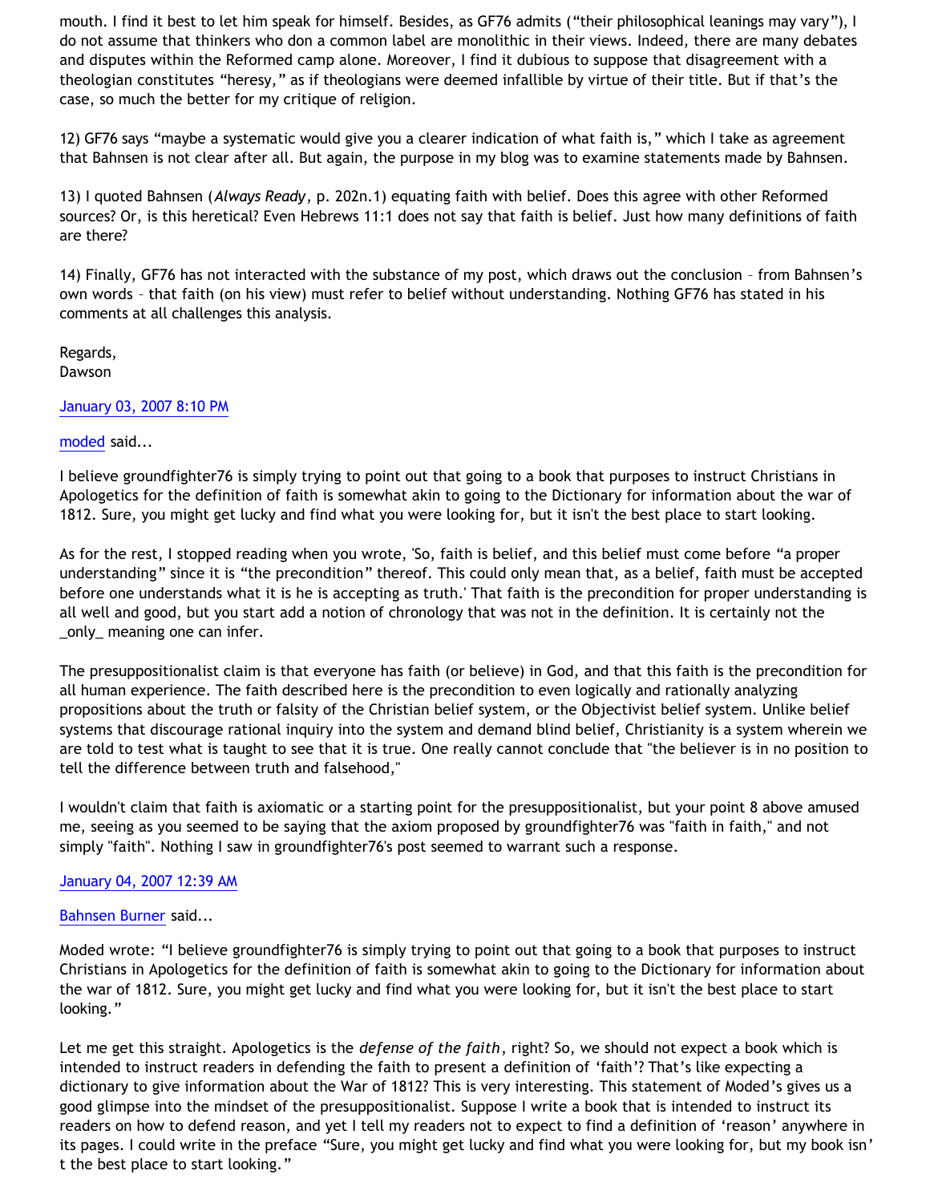mouth. I find it best to let him speak for himself. Besides, as GF76 admits ("their philosophical leanings may vary"), I do not assume that thinkers who don a common label are monolithic in their views. Indeed, there are many debates and disputes within the Reformed camp alone. Moreover, I find it dubious to suppose that disagreement with a theologian constitutes "heresy," as if theologians were deemed infallible by virtue of their title. But if that's the case, so much the better for my critique of religion.

12) GF76 says "maybe a systematic would give you a clearer indication of what faith is," which I take as agreement that Bahnsen is not clear after all. But again, the purpose in my blog was to examine statements made by Bahnsen.

13) I quoted Bahnsen (*Always Ready*, p. 202n.1) equating faith with belief. Does this agree with other Reformed sources? Or, is this heretical? Even Hebrews 11:1 does not say that faith is belief. Just how many definitions of faith are there?

14) Finally, GF76 has not interacted with the substance of my post, which draws out the conclusion – from Bahnsen's own words – that faith (on his view) must refer to belief without understanding. Nothing GF76 has stated in his comments at all challenges this analysis.

Regards,
Dawson

January 03, 2007 8:10 PM

moded said...

I believe groundfighter76 is simply trying to point out that going to a book that purposes to instruct Christians in Apologetics for the definition of faith is somewhat akin to going to the Dictionary for information about the war of 1812. Sure, you might get lucky and find what you were looking for, but it isn't the best place to start looking.

As for the rest, I stopped reading when you wrote, 'So, faith is belief, and this belief must come before "a proper understanding" since it is "the precondition" thereof. This could only mean that, as a belief, faith must be accepted before one understands what it is he is accepting as truth.' That faith is the precondition for proper understanding is all well and good, but you start add a notion of chronology that was not in the definition. It is certainly not the _only_ meaning one can infer.

The presuppositionalist claim is that everyone has faith (or believe) in God, and that this faith is the precondition for all human experience. The faith described here is the precondition to even logically and rationally analyzing propositions about the truth or falsity of the Christian belief system, or the Objectivist belief system. Unlike belief systems that discourage rational inquiry into the system and demand blind belief, Christianity is a system wherein we are told to test what is taught to see that it is true. One really cannot conclude that "the believer is in no position to tell the difference between truth and falsehood,"

I wouldn't claim that faith is axiomatic or a starting point for the presuppositionalist, but your point 8 above amused me, seeing as you seemed to be saying that the axiom proposed by groundfighter76 was "faith in faith," and not simply "faith". Nothing I saw in groundfighter76's post seemed to warrant such a response.

January 04, 2007 12:39 AM

Bahnsen Burner said...

Moded wrote: "I believe groundfighter76 is simply trying to point out that going to a book that purposes to instruct Christians in Apologetics for the definition of faith is somewhat akin to going to the Dictionary for information about the war of 1812. Sure, you might get lucky and find what you were looking for, but it isn't the best place to start looking."

Let me get this straight. Apologetics is the *defense of the faith*, right? So, we should not expect a book which is intended to instruct readers in defending the faith to present a definition of 'faith'? That's like expecting a dictionary to give information about the War of 1812? This is very interesting. This statement of Moded's gives us a good glimpse into the mindset of the presuppositionalist. Suppose I write a book that is intended to instruct its readers on how to defend reason, and yet I tell my readers not to expect to find a definition of 'reason' anywhere in its pages. I could write in the preface "Sure, you might get lucky and find what you were looking for, but my book isn't the best place to start looking."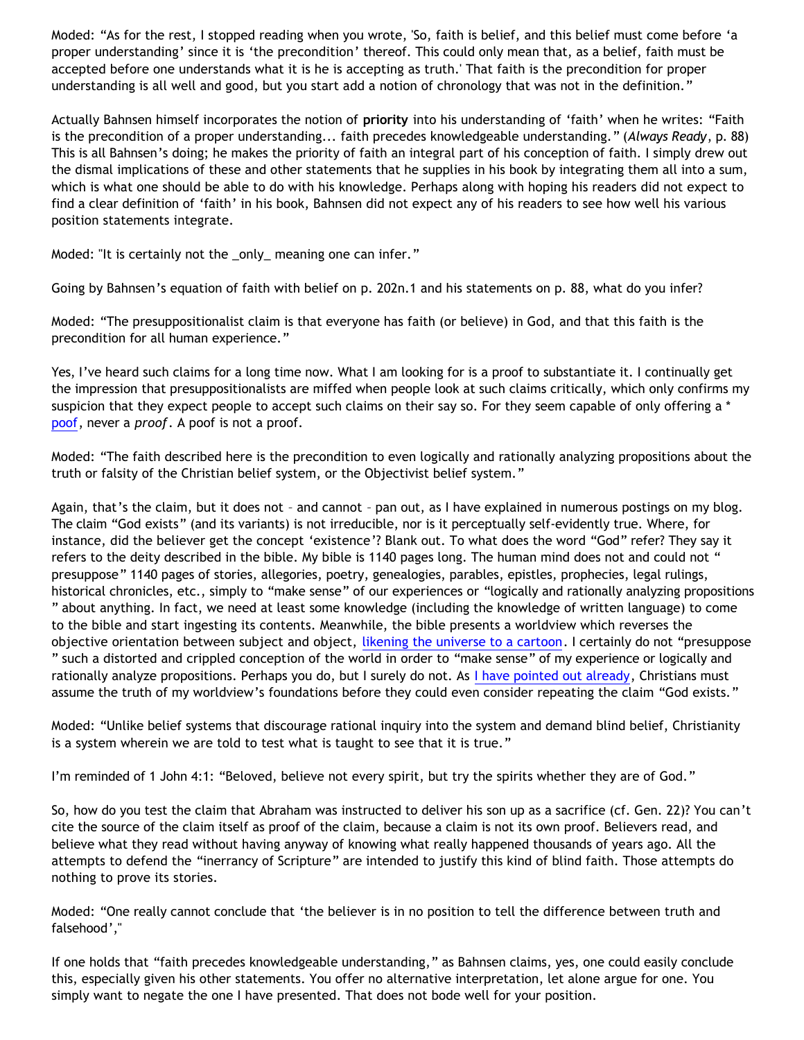Moded: "As for the rest, I stopped reading when you wrote, 'So, faith is belief, and this belief must come before 'a proper understanding' since it is 'the precondition' thereof. This could only mean that, as a belief, faith must be accepted before one understands what it is he is accepting as truth.' That faith is the precondition for proper understanding is all well and good, but you start add a notion of chronology that was not in the definition."

Actually Bahnsen himself incorporates the notion of **priority** into his understanding of 'faith' when he writes: "Faith is the precondition of a proper understanding... faith precedes knowledgeable understanding." (*Always Ready*, p. 88) This is all Bahnsen's doing; he makes the priority of faith an integral part of his conception of faith. I simply drew out the dismal implications of these and other statements that he supplies in his book by integrating them all into a sum, which is what one should be able to do with his knowledge. Perhaps along with hoping his readers did not expect to find a clear definition of 'faith' in his book, Bahnsen did not expect any of his readers to see how well his various position statements integrate.

Moded: "It is certainly not the _only_ meaning one can infer."

Going by Bahnsen's equation of faith with belief on p. 202n.1 and his statements on p. 88, what do you infer?

Moded: "The presuppositionalist claim is that everyone has faith (or believe) in God, and that this faith is the precondition for all human experience."

Yes, I've heard such claims for a long time now. What I am looking for is a proof to substantiate it. I continually get the impression that presuppositionalists are miffed when people look at such claims critically, which only confirms my suspicion that they expect people to accept such claims on their say so. For they seem capable of only offering a * poof, never a *proof*. A poof is not a proof.

Moded: "The faith described here is the precondition to even logically and rationally analyzing propositions about the truth or falsity of the Christian belief system, or the Objectivist belief system."

Again, that's the claim, but it does not – and cannot – pan out, as I have explained in numerous postings on my blog. The claim "God exists" (and its variants) is not irreducible, nor is it perceptually self-evidently true. Where, for instance, did the believer get the concept 'existence'? Blank out. To what does the word "God" refer? They say it refers to the deity described in the bible. My bible is 1140 pages long. The human mind does not and could not " presuppose" 1140 pages of stories, allegories, poetry, genealogies, parables, epistles, prophecies, legal rulings, historical chronicles, etc., simply to "make sense" of our experiences or "logically and rationally analyzing propositions " about anything. In fact, we need at least some knowledge (including the knowledge of written language) to come to the bible and start ingesting its contents. Meanwhile, the bible presents a worldview which reverses the objective orientation between subject and object, likening the universe to a cartoon. I certainly do not "presuppose " such a distorted and crippled conception of the world in order to "make sense" of my experience or logically and rationally analyze propositions. Perhaps you do, but I surely do not. As I have pointed out already, Christians must assume the truth of my worldview's foundations before they could even consider repeating the claim "God exists."

Moded: "Unlike belief systems that discourage rational inquiry into the system and demand blind belief, Christianity is a system wherein we are told to test what is taught to see that it is true."

I'm reminded of 1 John 4:1: "Beloved, believe not every spirit, but try the spirits whether they are of God."

So, how do you test the claim that Abraham was instructed to deliver his son up as a sacrifice (cf. Gen. 22)? You can't cite the source of the claim itself as proof of the claim, because a claim is not its own proof. Believers read, and believe what they read without having anyway of knowing what really happened thousands of years ago. All the attempts to defend the "inerrancy of Scripture" are intended to justify this kind of blind faith. Those attempts do nothing to prove its stories.

Moded: "One really cannot conclude that 'the believer is in no position to tell the difference between truth and falsehood',"

If one holds that "faith precedes knowledgeable understanding," as Bahnsen claims, yes, one could easily conclude this, especially given his other statements. You offer no alternative interpretation, let alone argue for one. You simply want to negate the one I have presented. That does not bode well for your position.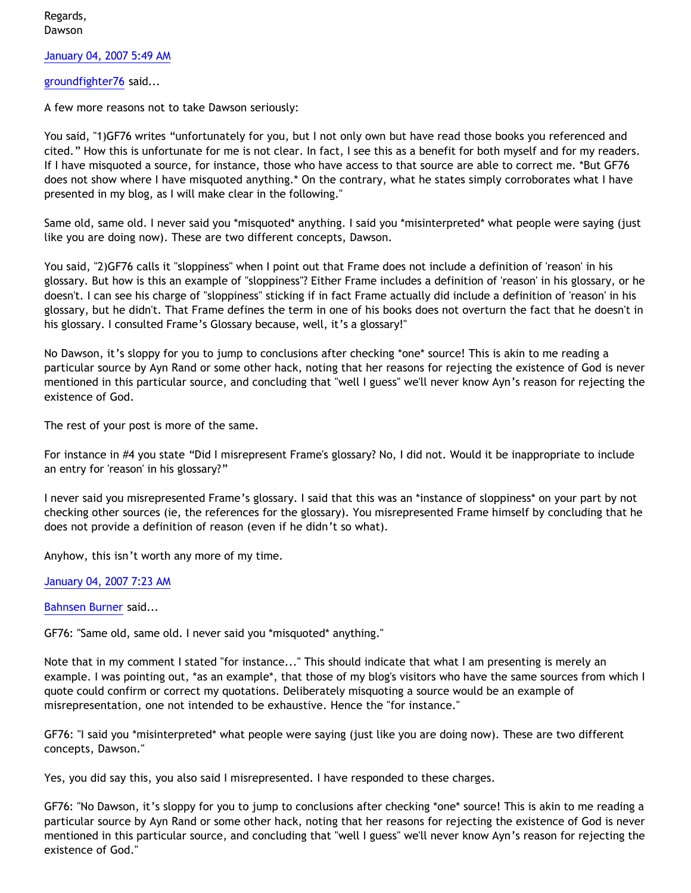Regards,
Dawson

January 04, 2007 5:49 AM

groundfighter76 said...

A few more reasons not to take Dawson seriously:

You said, "1)GF76 writes "unfortunately for you, but I not only own but have read those books you referenced and cited." How this is unfortunate for me is not clear. In fact, I see this as a benefit for both myself and for my readers. If I have misquoted a source, for instance, those who have access to that source are able to correct me. *But GF76 does not show where I have misquoted anything.* On the contrary, what he states simply corroborates what I have presented in my blog, as I will make clear in the following."

Same old, same old. I never said you *misquoted* anything. I said you *misinterpreted* what people were saying (just like you are doing now). These are two different concepts, Dawson.

You said, "2)GF76 calls it "sloppiness" when I point out that Frame does not include a definition of 'reason' in his glossary. But how is this an example of "sloppiness"? Either Frame includes a definition of 'reason' in his glossary, or he doesn't. I can see his charge of "sloppiness" sticking if in fact Frame actually did include a definition of 'reason' in his glossary, but he didn't. That Frame defines the term in one of his books does not overturn the fact that he doesn't in his glossary. I consulted Frame's Glossary because, well, it's a glossary!"

No Dawson, it's sloppy for you to jump to conclusions after checking *one* source! This is akin to me reading a particular source by Ayn Rand or some other hack, noting that her reasons for rejecting the existence of God is never mentioned in this particular source, and concluding that "well I guess" we'll never know Ayn's reason for rejecting the existence of God.

The rest of your post is more of the same.

For instance in #4 you state "Did I misrepresent Frame's glossary? No, I did not. Would it be inappropriate to include an entry for 'reason' in his glossary?"

I never said you misrepresented Frame's glossary. I said that this was an *instance of sloppiness* on your part by not checking other sources (ie, the references for the glossary). You misrepresented Frame himself by concluding that he does not provide a definition of reason (even if he didn't so what).

Anyhow, this isn't worth any more of my time.

January 04, 2007 7:23 AM

Bahnsen Burner said...

GF76: "Same old, same old. I never said you *misquoted* anything."

Note that in my comment I stated "for instance..." This should indicate that what I am presenting is merely an example. I was pointing out, *as an example*, that those of my blog's visitors who have the same sources from which I quote could confirm or correct my quotations. Deliberately misquoting a source would be an example of misrepresentation, one not intended to be exhaustive. Hence the "for instance."

GF76: "I said you *misinterpreted* what people were saying (just like you are doing now). These are two different concepts, Dawson."

Yes, you did say this, you also said I misrepresented. I have responded to these charges.

GF76: "No Dawson, it's sloppy for you to jump to conclusions after checking *one* source! This is akin to me reading a particular source by Ayn Rand or some other hack, noting that her reasons for rejecting the existence of God is never mentioned in this particular source, and concluding that "well I guess" we'll never know Ayn's reason for rejecting the existence of God."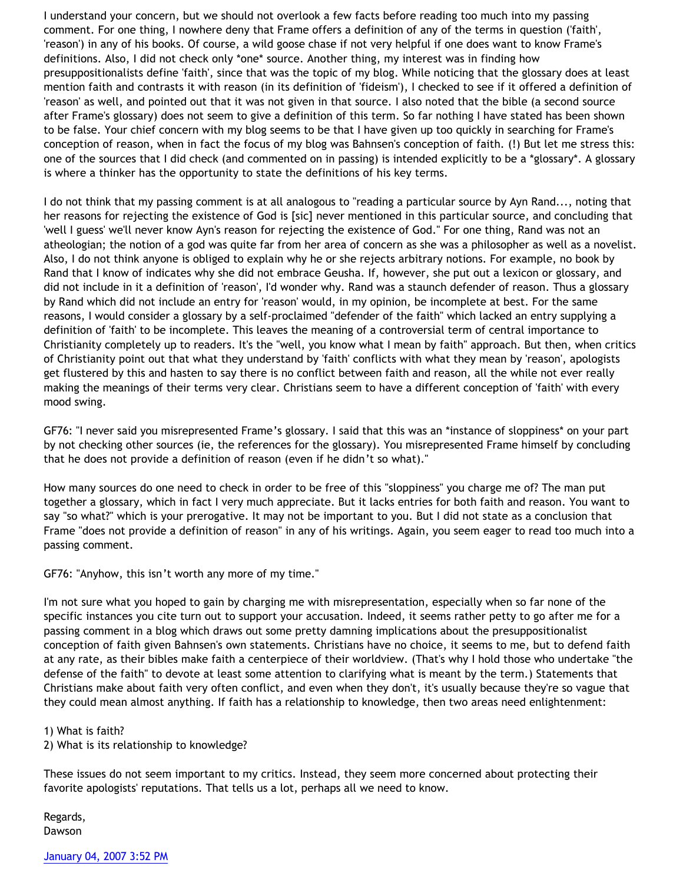I understand your concern, but we should not overlook a few facts before reading too much into my passing comment. For one thing, I nowhere deny that Frame offers a definition of any of the terms in question ('faith', 'reason') in any of his books. Of course, a wild goose chase if not very helpful if one does want to know Frame's definitions. Also, I did not check only *one* source. Another thing, my interest was in finding how presuppositionalists define 'faith', since that was the topic of my blog. While noticing that the glossary does at least mention faith and contrasts it with reason (in its definition of 'fideism'), I checked to see if it offered a definition of 'reason' as well, and pointed out that it was not given in that source. I also noted that the bible (a second source after Frame's glossary) does not seem to give a definition of this term. So far nothing I have stated has been shown to be false. Your chief concern with my blog seems to be that I have given up too quickly in searching for Frame's conception of reason, when in fact the focus of my blog was Bahnsen's conception of faith. (!) But let me stress this: one of the sources that I did check (and commented on in passing) is intended explicitly to be a *glossary*. A glossary is where a thinker has the opportunity to state the definitions of his key terms.

I do not think that my passing comment is at all analogous to "reading a particular source by Ayn Rand..., noting that her reasons for rejecting the existence of God is [sic] never mentioned in this particular source, and concluding that 'well I guess' we'll never know Ayn's reason for rejecting the existence of God." For one thing, Rand was not an atheologian; the notion of a god was quite far from her area of concern as she was a philosopher as well as a novelist. Also, I do not think anyone is obliged to explain why he or she rejects arbitrary notions. For example, no book by Rand that I know of indicates why she did not embrace Geusha. If, however, she put out a lexicon or glossary, and did not include in it a definition of 'reason', I'd wonder why. Rand was a staunch defender of reason. Thus a glossary by Rand which did not include an entry for 'reason' would, in my opinion, be incomplete at best. For the same reasons, I would consider a glossary by a self-proclaimed "defender of the faith" which lacked an entry supplying a definition of 'faith' to be incomplete. This leaves the meaning of a controversial term of central importance to Christianity completely up to readers. It's the "well, you know what I mean by faith" approach. But then, when critics of Christianity point out that what they understand by 'faith' conflicts with what they mean by 'reason', apologists get flustered by this and hasten to say there is no conflict between faith and reason, all the while not ever really making the meanings of their terms very clear. Christians seem to have a different conception of 'faith' with every mood swing.

GF76: "I never said you misrepresented Frame's glossary. I said that this was an *instance of sloppiness* on your part by not checking other sources (ie, the references for the glossary). You misrepresented Frame himself by concluding that he does not provide a definition of reason (even if he didn't so what)."

How many sources do one need to check in order to be free of this "sloppiness" you charge me of? The man put together a glossary, which in fact I very much appreciate. But it lacks entries for both faith and reason. You want to say "so what?" which is your prerogative. It may not be important to you. But I did not state as a conclusion that Frame "does not provide a definition of reason" in any of his writings. Again, you seem eager to read too much into a passing comment.

GF76: "Anyhow, this isn't worth any more of my time."

I'm not sure what you hoped to gain by charging me with misrepresentation, especially when so far none of the specific instances you cite turn out to support your accusation. Indeed, it seems rather petty to go after me for a passing comment in a blog which draws out some pretty damning implications about the presuppositionalist conception of faith given Bahnsen's own statements. Christians have no choice, it seems to me, but to defend faith at any rate, as their bibles make faith a centerpiece of their worldview. (That's why I hold those who undertake "the defense of the faith" to devote at least some attention to clarifying what is meant by the term.) Statements that Christians make about faith very often conflict, and even when they don't, it's usually because they're so vague that they could mean almost anything. If faith has a relationship to knowledge, then two areas need enlightenment:

1) What is faith?
2) What is its relationship to knowledge?

These issues do not seem important to my critics. Instead, they seem more concerned about protecting their favorite apologists' reputations. That tells us a lot, perhaps all we need to know.

Regards,
Dawson

January 04, 2007 3:52 PM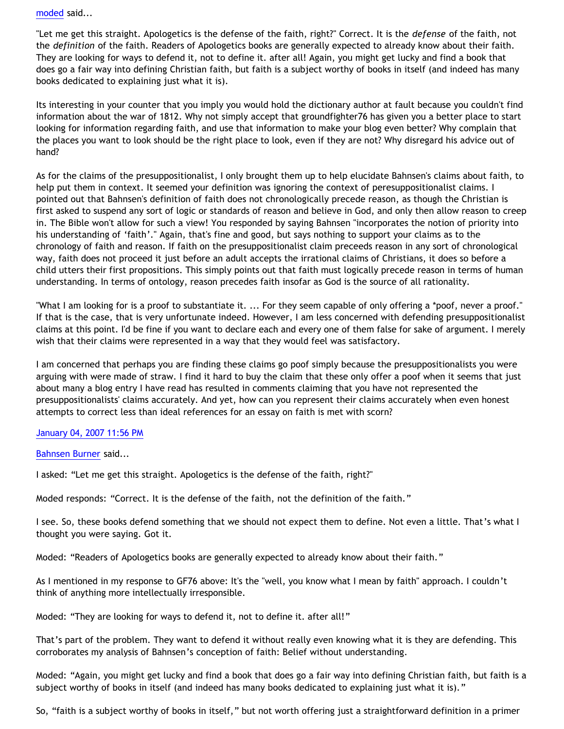[moded](#) said...

"Let me get this straight. Apologetics is the defense of the faith, right?" Correct. It is the *defense* of the faith, not the *definition* of the faith. Readers of Apologetics books are generally expected to already know about their faith. They are looking for ways to defend it, not to define it. after all! Again, you might get lucky and find a book that does go a fair way into defining Christian faith, but faith is a subject worthy of books in itself (and indeed has many books dedicated to explaining just what it is).

Its interesting in your counter that you imply you would hold the dictionary author at fault because you couldn't find information about the war of 1812. Why not simply accept that groundfighter76 has given you a better place to start looking for information regarding faith, and use that information to make your blog even better? Why complain that the places you want to look should be the right place to look, even if they are not? Why disregard his advice out of hand?

As for the claims of the presuppositionalist, I only brought them up to help elucidate Bahnsen's claims about faith, to help put them in context. It seemed your definition was ignoring the context of peresuppositionalist claims. I pointed out that Bahnsen's definition of faith does not chronologically precede reason, as though the Christian is first asked to suspend any sort of logic or standards of reason and believe in God, and only then allow reason to creep in. The Bible won't allow for such a view! You responded by saying Bahnsen "incorporates the notion of priority into his understanding of 'faith'." Again, that's fine and good, but says nothing to support your claims as to the chronology of faith and reason. If faith on the presuppositionalist claim preceeds reason in any sort of chronological way, faith does not proceed it just before an adult accepts the irrational claims of Christians, it does so before a child utters their first propositions. This simply points out that faith must logically precede reason in terms of human understanding. In terms of ontology, reason precedes faith insofar as God is the source of all rationality.

"What I am looking for is a proof to substantiate it. ... For they seem capable of only offering a *poof, never a proof." If that is the case, that is very unfortunate indeed. However, I am less concerned with defending presuppositionalist claims at this point. I'd be fine if you want to declare each and every one of them false for sake of argument. I merely wish that their claims were represented in a way that they would feel was satisfactory.

I am concerned that perhaps you are finding these claims go poof simply because the presuppositionalists you were arguing with were made of straw. I find it hard to buy the claim that these only offer a poof when it seems that just about many a blog entry I have read has resulted in comments claiming that you have not represented the presuppositionalists' claims accurately. And yet, how can you represent their claims accurately when even honest attempts to correct less than ideal references for an essay on faith is met with scorn?

[January 04, 2007 11:56 PM](#)

[Bahnsen Burner](#) said...

I asked: "Let me get this straight. Apologetics is the defense of the faith, right?"

Moded responds: "Correct. It is the defense of the faith, not the definition of the faith."

I see. So, these books defend something that we should not expect them to define. Not even a little. That's what I thought you were saying. Got it.

Moded: "Readers of Apologetics books are generally expected to already know about their faith."

As I mentioned in my response to GF76 above: It's the "well, you know what I mean by faith" approach. I couldn't think of anything more intellectually irresponsible.

Moded: "They are looking for ways to defend it, not to define it. after all!"

That's part of the problem. They want to defend it without really even knowing what it is they are defending. This corroborates my analysis of Bahnsen's conception of faith: Belief without understanding.

Moded: "Again, you might get lucky and find a book that does go a fair way into defining Christian faith, but faith is a subject worthy of books in itself (and indeed has many books dedicated to explaining just what it is)."

So, "faith is a subject worthy of books in itself," but not worth offering just a straightforward definition in a primer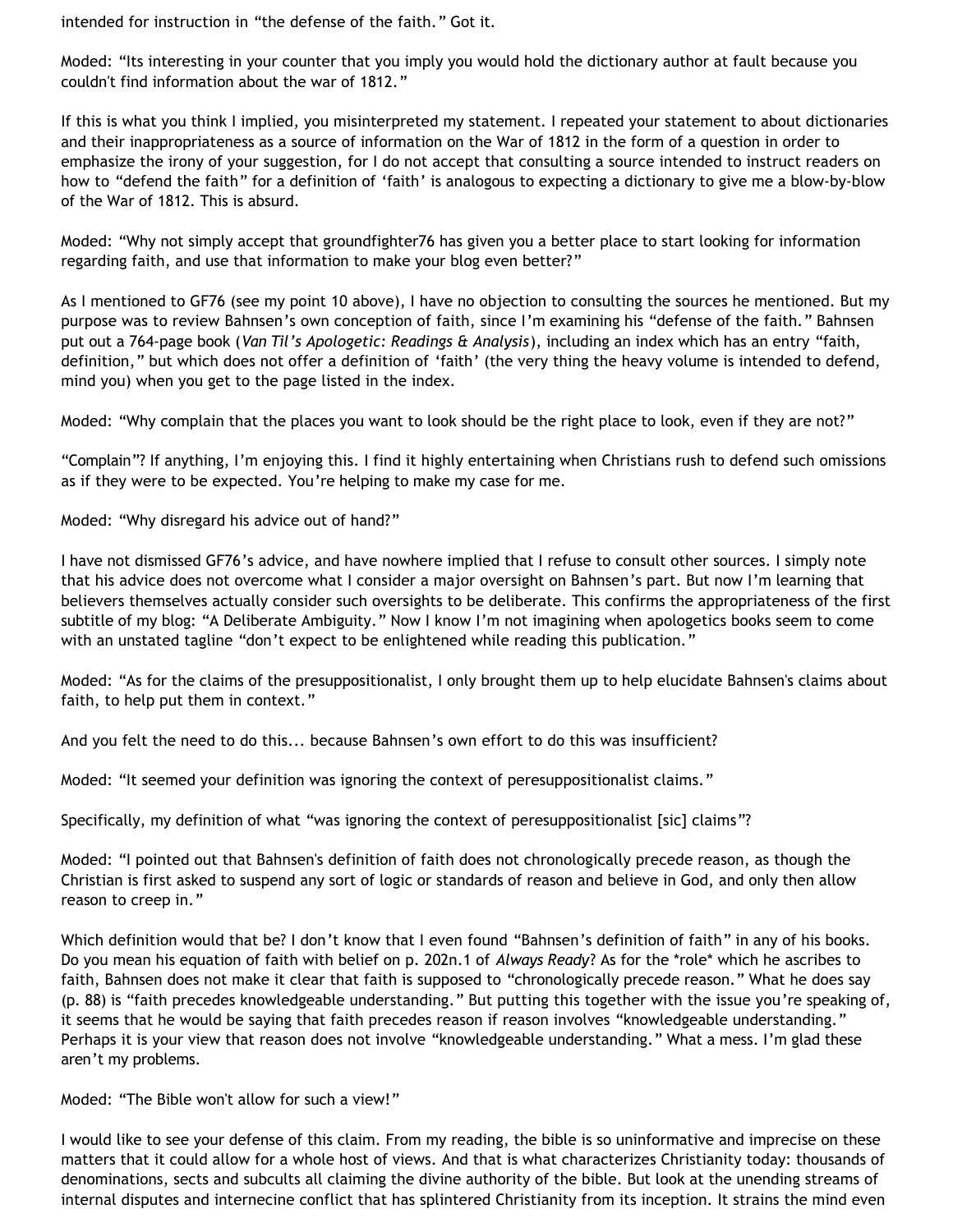intended for instruction in “the defense of the faith.” Got it.

Moded: “Its interesting in your counter that you imply you would hold the dictionary author at fault because you couldn't find information about the war of 1812.”

If this is what you think I implied, you misinterpreted my statement. I repeated your statement to about dictionaries and their inappropriateness as a source of information on the War of 1812 in the form of a question in order to emphasize the irony of your suggestion, for I do not accept that consulting a source intended to instruct readers on how to “defend the faith” for a definition of ‘faith’ is analogous to expecting a dictionary to give me a blow-by-blow of the War of 1812. This is absurd.

Moded: “Why not simply accept that groundfighter76 has given you a better place to start looking for information regarding faith, and use that information to make your blog even better?”

As I mentioned to GF76 (see my point 10 above), I have no objection to consulting the sources he mentioned. But my purpose was to review Bahnsen’s own conception of faith, since I’m examining his “defense of the faith.” Bahnsen put out a 764-page book (*Van Til’s Apologetic: Readings & Analysis*), including an index which has an entry “faith, definition,” but which does not offer a definition of ‘faith’ (the very thing the heavy volume is intended to defend, mind you) when you get to the page listed in the index.

Moded: “Why complain that the places you want to look should be the right place to look, even if they are not?”

“Complain”? If anything, I’m enjoying this. I find it highly entertaining when Christians rush to defend such omissions as if they were to be expected. You’re helping to make my case for me.

Moded: “Why disregard his advice out of hand?”

I have not dismissed GF76’s advice, and have nowhere implied that I refuse to consult other sources. I simply note that his advice does not overcome what I consider a major oversight on Bahnsen’s part. But now I’m learning that believers themselves actually consider such oversights to be deliberate. This confirms the appropriateness of the first subtitle of my blog: “A Deliberate Ambiguity.” Now I know I’m not imagining when apologetics books seem to come with an unstated tagline “don’t expect to be enlightened while reading this publication.”

Moded: “As for the claims of the presuppositionalist, I only brought them up to help elucidate Bahnsen's claims about faith, to help put them in context.”

And you felt the need to do this... because Bahnsen’s own effort to do this was insufficient?

Moded: “It seemed your definition was ignoring the context of peresuppositionalist claims.”

Specifically, my definition of what “was ignoring the context of peresuppositionalist [sic] claims”?

Moded: “I pointed out that Bahnsen's definition of faith does not chronologically precede reason, as though the Christian is first asked to suspend any sort of logic or standards of reason and believe in God, and only then allow reason to creep in.”

Which definition would that be? I don’t know that I even found “Bahnsen’s definition of faith” in any of his books. Do you mean his equation of faith with belief on p. 202n.1 of *Always Ready*? As for the *role* which he ascribes to faith, Bahnsen does not make it clear that faith is supposed to “chronologically precede reason.” What he does say (p. 88) is “faith precedes knowledgeable understanding.” But putting this together with the issue you’re speaking of, it seems that he would be saying that faith precedes reason if reason involves “knowledgeable understanding.” Perhaps it is your view that reason does not involve “knowledgeable understanding.” What a mess. I’m glad these aren’t my problems.

Moded: “The Bible won't allow for such a view!”

I would like to see your defense of this claim. From my reading, the bible is so uninformative and imprecise on these matters that it could allow for a whole host of views. And that is what characterizes Christianity today: thousands of denominations, sects and subcults all claiming the divine authority of the bible. But look at the unending streams of internal disputes and internecine conflict that has splintered Christianity from its inception. It strains the mind even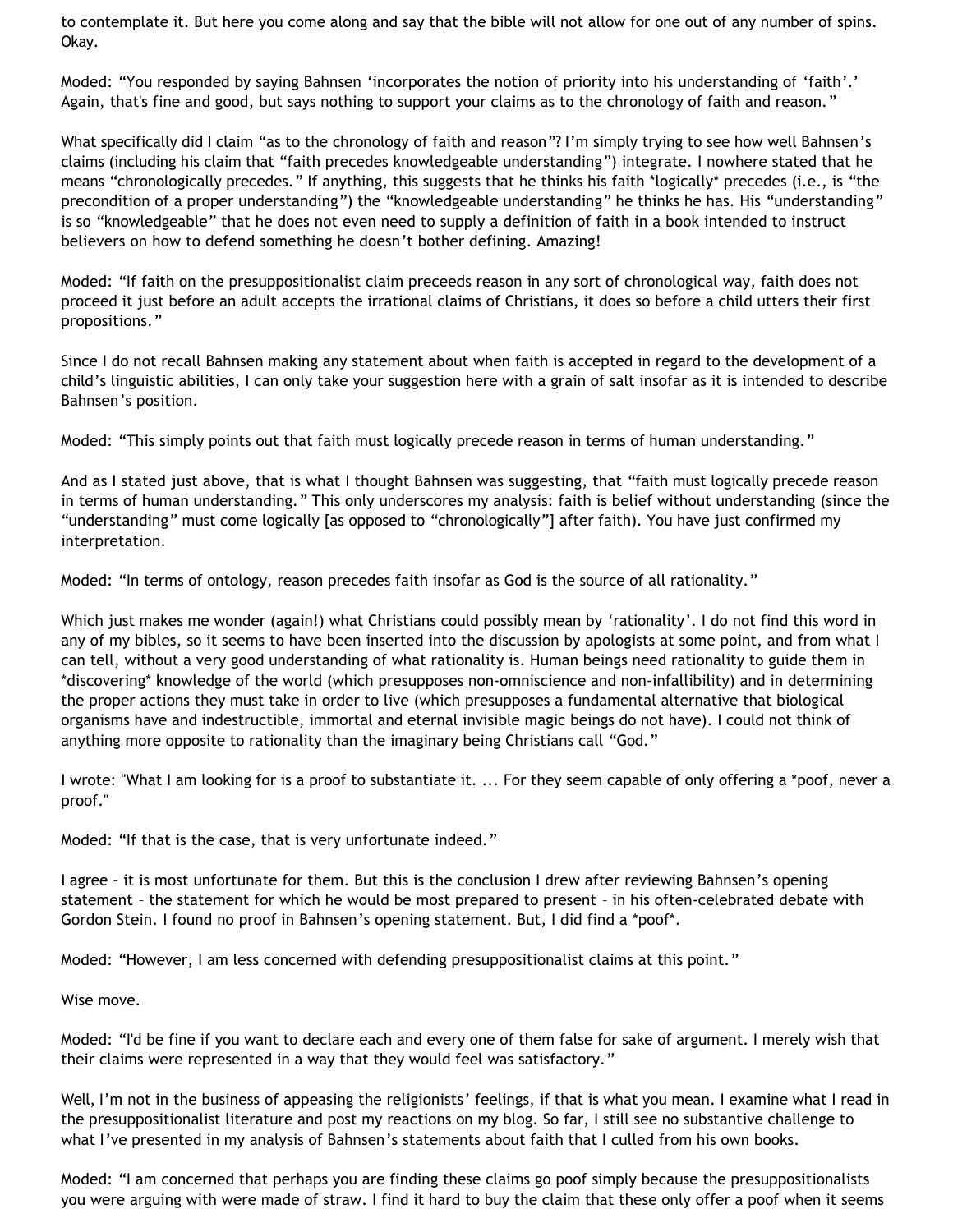to contemplate it. But here you come along and say that the bible will not allow for one out of any number of spins. Okay.

Moded: “You responded by saying Bahnsen ‘incorporates the notion of priority into his understanding of ‘faith’.’ Again, that's fine and good, but says nothing to support your claims as to the chronology of faith and reason.”

What specifically did I claim “as to the chronology of faith and reason”? I’m simply trying to see how well Bahnsen’s claims (including his claim that “faith precedes knowledgeable understanding”) integrate. I nowhere stated that he means “chronologically precedes.” If anything, this suggests that he thinks his faith *logically* precedes (i.e., is “the precondition of a proper understanding”) the “knowledgeable understanding” he thinks he has. His “understanding” is so “knowledgeable” that he does not even need to supply a definition of faith in a book intended to instruct believers on how to defend something he doesn’t bother defining. Amazing!

Moded: “If faith on the presuppositionalist claim preceeds reason in any sort of chronological way, faith does not proceed it just before an adult accepts the irrational claims of Christians, it does so before a child utters their first propositions.”

Since I do not recall Bahnsen making any statement about when faith is accepted in regard to the development of a child’s linguistic abilities, I can only take your suggestion here with a grain of salt insofar as it is intended to describe Bahnsen’s position.

Moded: “This simply points out that faith must logically precede reason in terms of human understanding.”

And as I stated just above, that is what I thought Bahnsen was suggesting, that “faith must logically precede reason in terms of human understanding.” This only underscores my analysis: faith is belief without understanding (since the “understanding” must come logically [as opposed to “chronologically”] after faith). You have just confirmed my interpretation.

Moded: “In terms of ontology, reason precedes faith insofar as God is the source of all rationality.”

Which just makes me wonder (again!) what Christians could possibly mean by ‘rationality’. I do not find this word in any of my bibles, so it seems to have been inserted into the discussion by apologists at some point, and from what I can tell, without a very good understanding of what rationality is. Human beings need rationality to guide them in *discovering* knowledge of the world (which presupposes non-omniscience and non-infallibility) and in determining the proper actions they must take in order to live (which presupposes a fundamental alternative that biological organisms have and indestructible, immortal and eternal invisible magic beings do not have). I could not think of anything more opposite to rationality than the imaginary being Christians call “God.”

I wrote: "What I am looking for is a proof to substantiate it. ... For they seem capable of only offering a *poof, never a proof."

Moded: “If that is the case, that is very unfortunate indeed.”

I agree – it is most unfortunate for them. But this is the conclusion I drew after reviewing Bahnsen’s opening statement – the statement for which he would be most prepared to present – in his often-celebrated debate with Gordon Stein. I found no proof in Bahnsen’s opening statement. But, I did find a *poof*.

Moded: “However, I am less concerned with defending presuppositionalist claims at this point.”

Wise move.

Moded: “I'd be fine if you want to declare each and every one of them false for sake of argument. I merely wish that their claims were represented in a way that they would feel was satisfactory.”

Well, I’m not in the business of appeasing the religionists’ feelings, if that is what you mean. I examine what I read in the presuppositionalist literature and post my reactions on my blog. So far, I still see no substantive challenge to what I’ve presented in my analysis of Bahnsen’s statements about faith that I culled from his own books.

Moded: “I am concerned that perhaps you are finding these claims go poof simply because the presuppositionalists you were arguing with were made of straw. I find it hard to buy the claim that these only offer a poof when it seems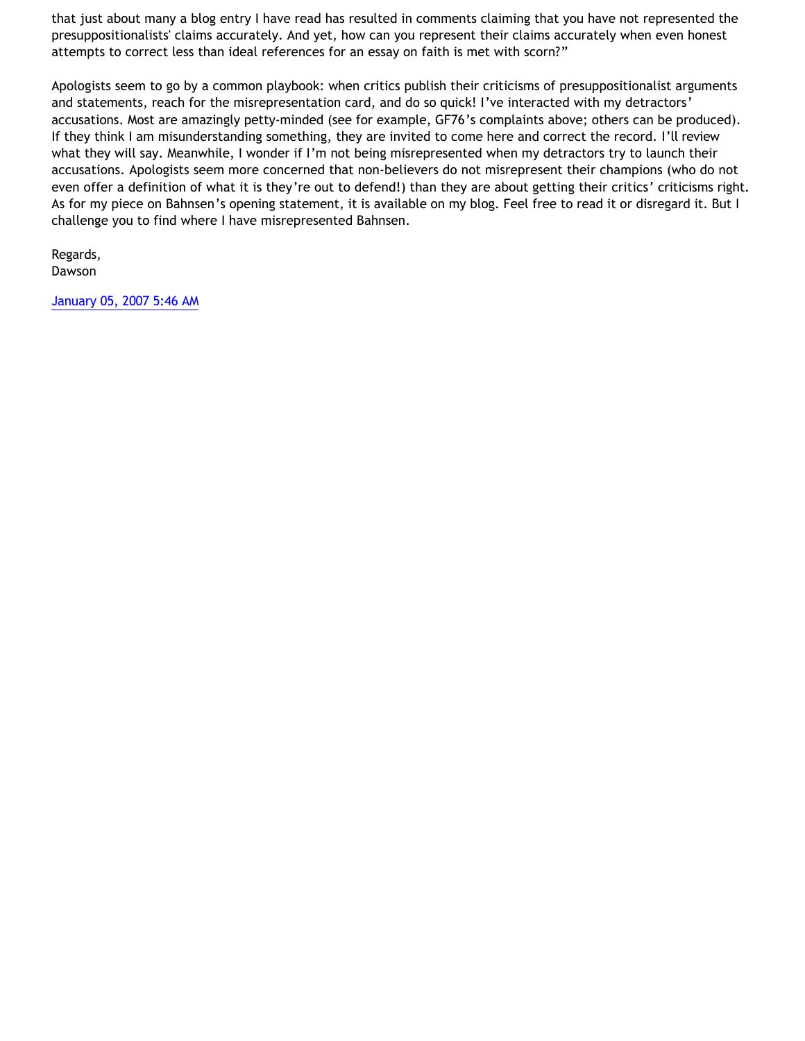that just about many a blog entry I have read has resulted in comments claiming that you have not represented the presuppositionalists' claims accurately. And yet, how can you represent their claims accurately when even honest attempts to correct less than ideal references for an essay on faith is met with scorn?”

Apologists seem to go by a common playbook: when critics publish their criticisms of presuppositionalist arguments and statements, reach for the misrepresentation card, and do so quick! I’ve interacted with my detractors’ accusations. Most are amazingly petty-minded (see for example, GF76’s complaints above; others can be produced). If they think I am misunderstanding something, they are invited to come here and correct the record. I’ll review what they will say. Meanwhile, I wonder if I’m not being misrepresented when my detractors try to launch their accusations. Apologists seem more concerned that non-believers do not misrepresent their champions (who do not even offer a definition of what it is they’re out to defend!) than they are about getting their critics’ criticisms right. As for my piece on Bahnsen’s opening statement, it is available on my blog. Feel free to read it or disregard it. But I challenge you to find where I have misrepresented Bahnsen.

Regards,
Dawson

January 05, 2007 5:46 AM